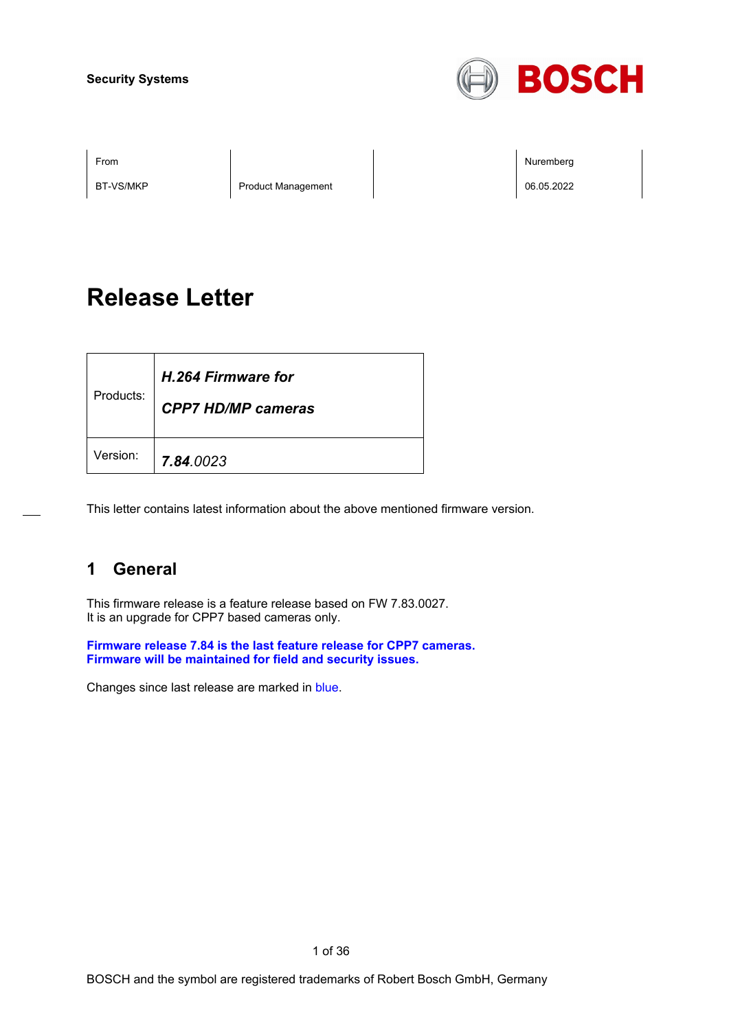Security Systems

| From | | | Nuremberg |
| --- | --- | --- | --- |
| BT-VS/MKP | Product Management | | 06.05.2022 |

# Release Letter

| Products: | ***H.264 Firmware for CPP7 HD/MP cameras*** |
| --- | --- |
| Version: | ***7.84****.0023* |

This letter contains latest information about the above mentioned firmware version.

## 1 General

This firmware release is a feature release based on FW 7.83.0027.
It is an upgrade for CPP7 based cameras only.

**Firmware release 7.84 is the last feature release for CPP7 cameras.**
**Firmware will be maintained for field and security issues.**

Changes since last release are marked in blue.

BOSCH and the symbol are registered trademarks of Robert Bosch GmbH, Germany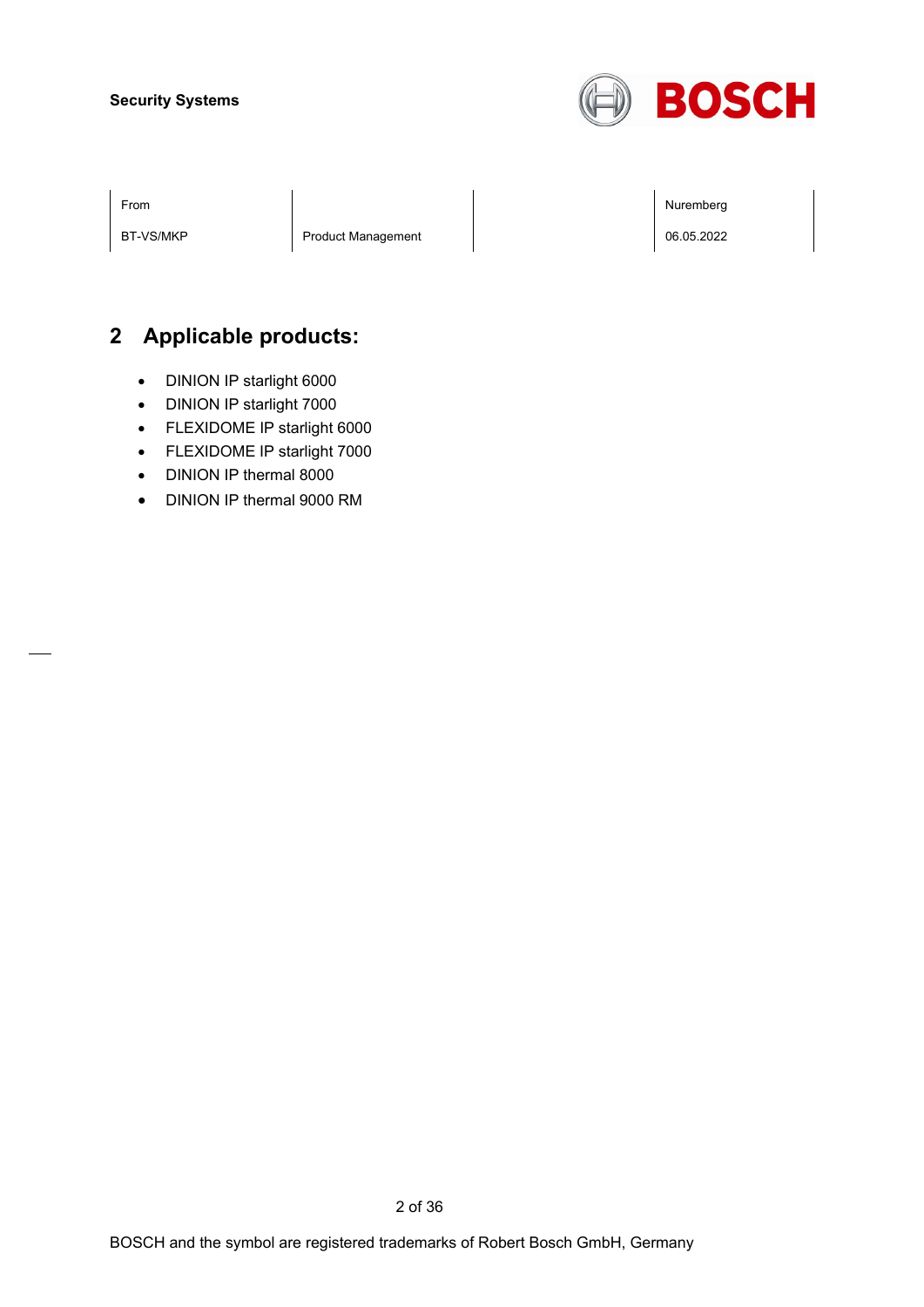## 2 Applicable products:

- DINION IP starlight 6000
- DINION IP starlight 7000
- FLEXIDOME IP starlight 6000
- FLEXIDOME IP starlight 7000
- DINION IP thermal 8000
- DINION IP thermal 9000 RM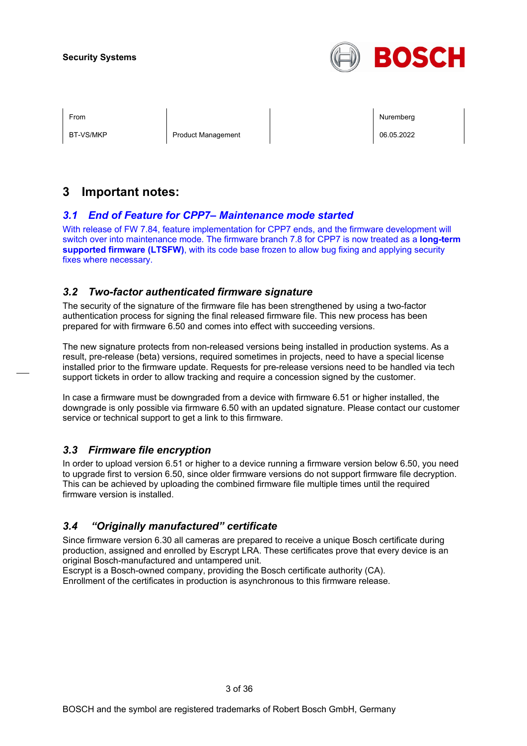## 3 Important notes:

### *3.1 End of Feature for CPP7– Maintenance mode started*

With release of FW 7.84, feature implementation for CPP7 ends, and the firmware development will switch over into maintenance mode. The firmware branch 7.8 for CPP7 is now treated as a **long-term supported firmware (LTSFW)**, with its code base frozen to allow bug fixing and applying security fixes where necessary.

### *3.2 Two-factor authenticated firmware signature*

The security of the signature of the firmware file has been strengthened by using a two-factor authentication process for signing the final released firmware file. This new process has been prepared for with firmware 6.50 and comes into effect with succeeding versions.

The new signature protects from non-released versions being installed in production systems. As a result, pre-release (beta) versions, required sometimes in projects, need to have a special license installed prior to the firmware update. Requests for pre-release versions need to be handled via tech support tickets in order to allow tracking and require a concession signed by the customer.

In case a firmware must be downgraded from a device with firmware 6.51 or higher installed, the downgrade is only possible via firmware 6.50 with an updated signature. Please contact our customer service or technical support to get a link to this firmware.

### *3.3 Firmware file encryption*

In order to upload version 6.51 or higher to a device running a firmware version below 6.50, you need to upgrade first to version 6.50, since older firmware versions do not support firmware file decryption. This can be achieved by uploading the combined firmware file multiple times until the required firmware version is installed.

### *3.4 "Originally manufactured" certificate*

Since firmware version 6.30 all cameras are prepared to receive a unique Bosch certificate during production, assigned and enrolled by Escrypt LRA. These certificates prove that every device is an original Bosch-manufactured and untampered unit.
Escrypt is a Bosch-owned company, providing the Bosch certificate authority (CA).
Enrollment of the certificates in production is asynchronous to this firmware release.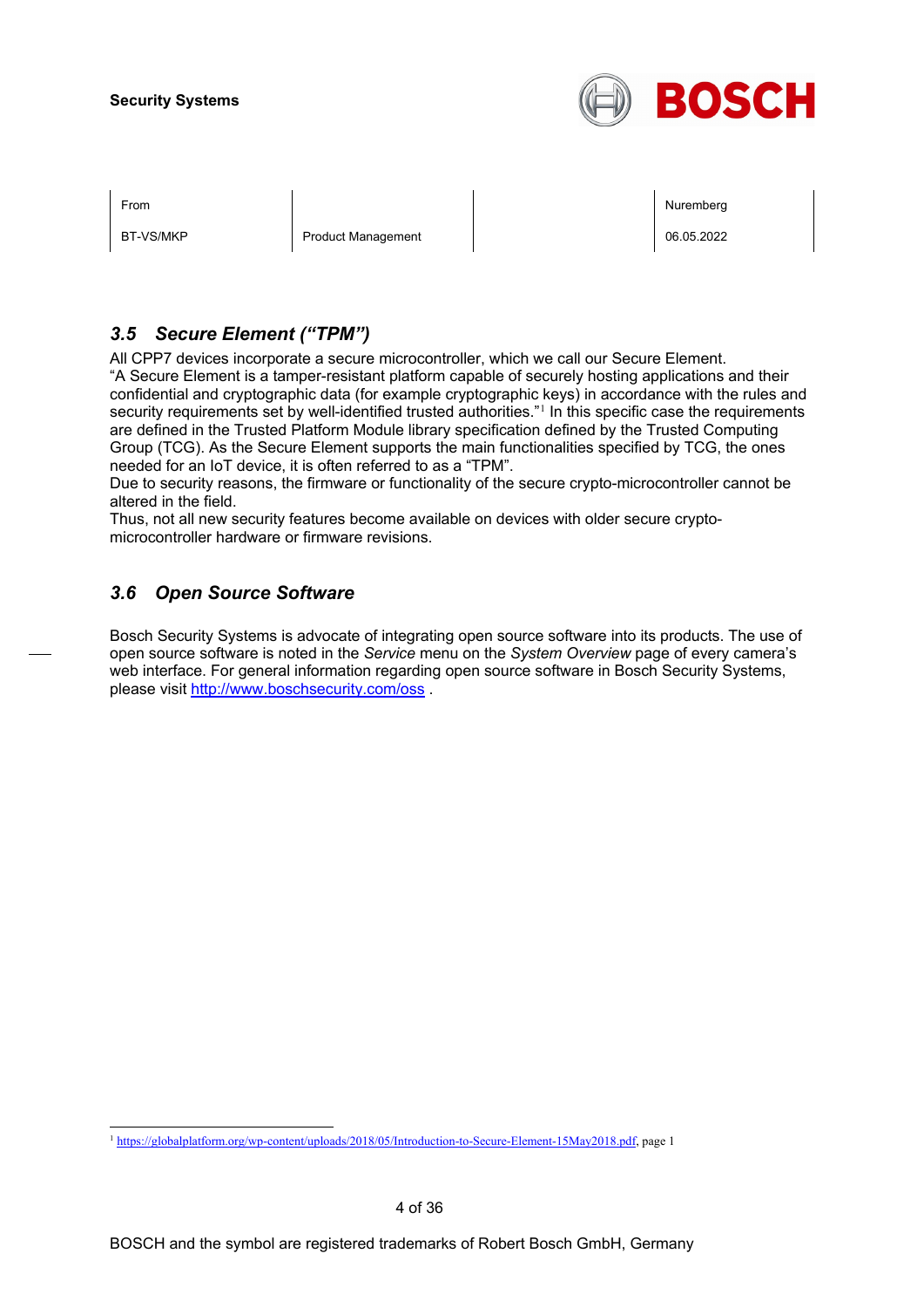## 3.5 *Secure Element (“TPM”)*

All CPP7 devices incorporate a secure microcontroller, which we call our Secure Element.
“A Secure Element is a tamper-resistant platform capable of securely hosting applications and their confidential and cryptographic data (for example cryptographic keys) in accordance with the rules and security requirements set by well-identified trusted authorities.”[1] In this specific case the requirements are defined in the Trusted Platform Module library specification defined by the Trusted Computing Group (TCG). As the Secure Element supports the main functionalities specified by TCG, the ones needed for an IoT device, it is often referred to as a “TPM”.
Due to security reasons, the firmware or functionality of the secure crypto-microcontroller cannot be altered in the field.
Thus, not all new security features become available on devices with older secure crypto-microcontroller hardware or firmware revisions.

## 3.6 *Open Source Software*

Bosch Security Systems is advocate of integrating open source software into its products. The use of open source software is noted in the *Service* menu on the *System Overview* page of every camera’s web interface. For general information regarding open source software in Bosch Security Systems, please visit http://www.boschsecurity.com/oss .

---

[1] https://globalplatform.org/wp-content/uploads/2018/05/Introduction-to-Secure-Element-15May2018.pdf, page 1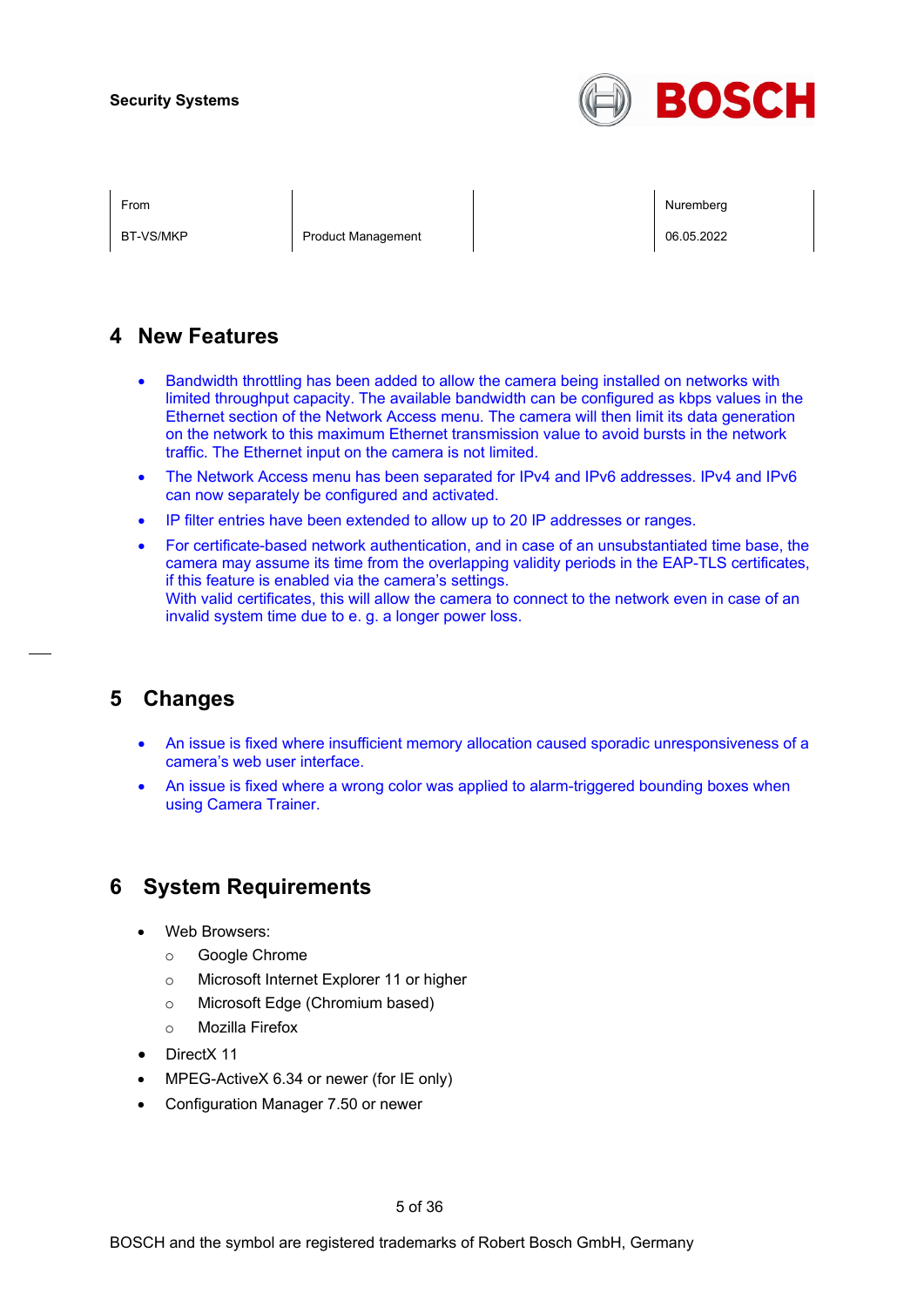## 4 New Features

- Bandwidth throttling has been added to allow the camera being installed on networks with limited throughput capacity. The available bandwidth can be configured as kbps values in the Ethernet section of the Network Access menu. The camera will then limit its data generation on the network to this maximum Ethernet transmission value to avoid bursts in the network traffic. The Ethernet input on the camera is not limited.
- The Network Access menu has been separated for IPv4 and IPv6 addresses. IPv4 and IPv6 can now separately be configured and activated.
- IP filter entries have been extended to allow up to 20 IP addresses or ranges.
- For certificate-based network authentication, and in case of an unsubstantiated time base, the camera may assume its time from the overlapping validity periods in the EAP-TLS certificates, if this feature is enabled via the camera's settings.
  With valid certificates, this will allow the camera to connect to the network even in case of an invalid system time due to e. g. a longer power loss.

## 5 Changes

- An issue is fixed where insufficient memory allocation caused sporadic unresponsiveness of a camera's web user interface.
- An issue is fixed where a wrong color was applied to alarm-triggered bounding boxes when using Camera Trainer.

## 6 System Requirements

- Web Browsers:
  - Google Chrome
  - Microsoft Internet Explorer 11 or higher
  - Microsoft Edge (Chromium based)
  - Mozilla Firefox
- DirectX 11
- MPEG-ActiveX 6.34 or newer (for IE only)
- Configuration Manager 7.50 or newer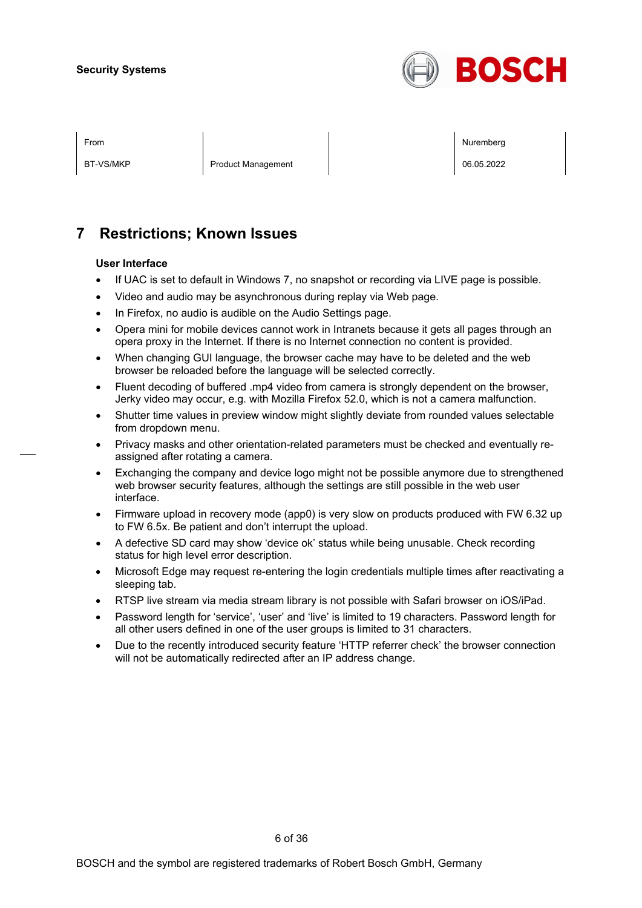# 7 Restrictions; Known Issues

**User Interface**

- If UAC is set to default in Windows 7, no snapshot or recording via LIVE page is possible.
- Video and audio may be asynchronous during replay via Web page.
- In Firefox, no audio is audible on the Audio Settings page.
- Opera mini for mobile devices cannot work in Intranets because it gets all pages through an opera proxy in the Internet. If there is no Internet connection no content is provided.
- When changing GUI language, the browser cache may have to be deleted and the web browser be reloaded before the language will be selected correctly.
- Fluent decoding of buffered .mp4 video from camera is strongly dependent on the browser, Jerky video may occur, e.g. with Mozilla Firefox 52.0, which is not a camera malfunction.
- Shutter time values in preview window might slightly deviate from rounded values selectable from dropdown menu.
- Privacy masks and other orientation-related parameters must be checked and eventually re-assigned after rotating a camera.
- Exchanging the company and device logo might not be possible anymore due to strengthened web browser security features, although the settings are still possible in the web user interface.
- Firmware upload in recovery mode (app0) is very slow on products produced with FW 6.32 up to FW 6.5x. Be patient and don't interrupt the upload.
- A defective SD card may show 'device ok' status while being unusable. Check recording status for high level error description.
- Microsoft Edge may request re-entering the login credentials multiple times after reactivating a sleeping tab.
- RTSP live stream via media stream library is not possible with Safari browser on iOS/iPad.
- Password length for 'service', 'user' and 'live' is limited to 19 characters. Password length for all other users defined in one of the user groups is limited to 31 characters.
- Due to the recently introduced security feature 'HTTP referrer check' the browser connection will not be automatically redirected after an IP address change.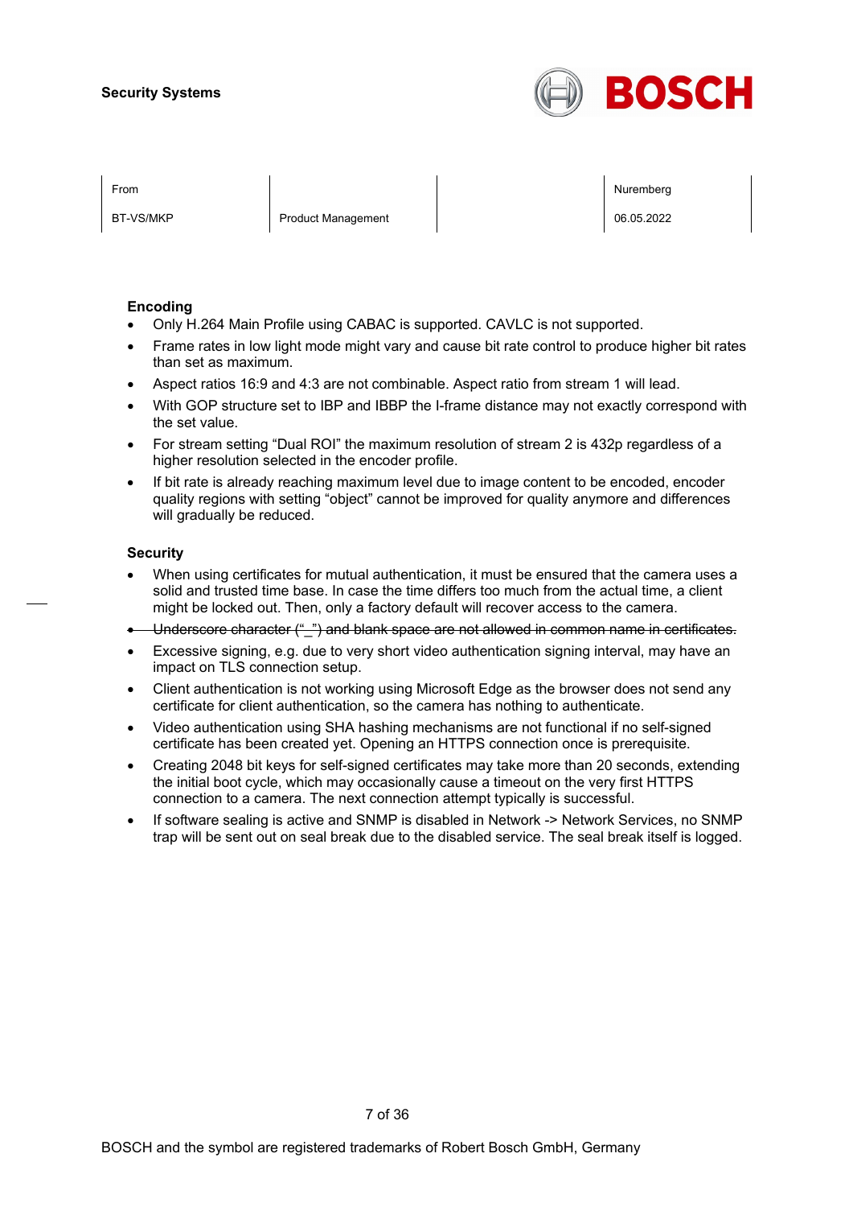**Security Systems**

| From | | | Nuremberg |
|---|---|---|---|
| BT-VS/MKP | Product Management | | 06.05.2022 |

**Encoding**

- Only H.264 Main Profile using CABAC is supported. CAVLC is not supported.
- Frame rates in low light mode might vary and cause bit rate control to produce higher bit rates than set as maximum.
- Aspect ratios 16:9 and 4:3 are not combinable. Aspect ratio from stream 1 will lead.
- With GOP structure set to IBP and IBBP the I-frame distance may not exactly correspond with the set value.
- For stream setting “Dual ROI” the maximum resolution of stream 2 is 432p regardless of a higher resolution selected in the encoder profile.
- If bit rate is already reaching maximum level due to image content to be encoded, encoder quality regions with setting “object” cannot be improved for quality anymore and differences will gradually be reduced.

**Security**

- When using certificates for mutual authentication, it must be ensured that the camera uses a solid and trusted time base. In case the time differs too much from the actual time, a client might be locked out. Then, only a factory default will recover access to the camera.
- ~~Underscore character (“_”) and blank space are not allowed in common name in certificates.~~
- Excessive signing, e.g. due to very short video authentication signing interval, may have an impact on TLS connection setup.
- Client authentication is not working using Microsoft Edge as the browser does not send any certificate for client authentication, so the camera has nothing to authenticate.
- Video authentication using SHA hashing mechanisms are not functional if no self-signed certificate has been created yet. Opening an HTTPS connection once is prerequisite.
- Creating 2048 bit keys for self-signed certificates may take more than 20 seconds, extending the initial boot cycle, which may occasionally cause a timeout on the very first HTTPS connection to a camera. The next connection attempt typically is successful.
- If software sealing is active and SNMP is disabled in Network -> Network Services, no SNMP trap will be sent out on seal break due to the disabled service. The seal break itself is logged.

BOSCH and the symbol are registered trademarks of Robert Bosch GmbH, Germany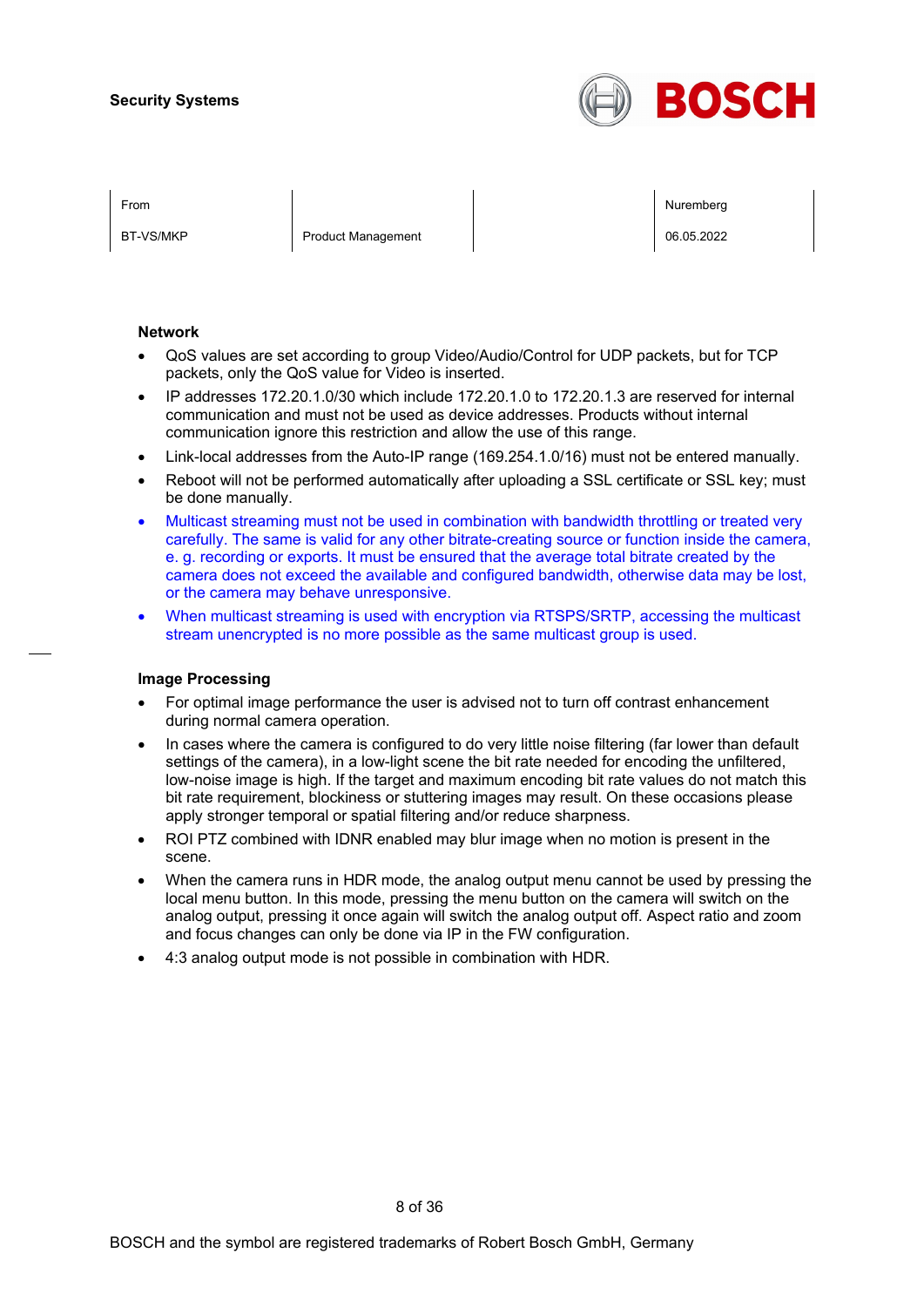**Network**

- QoS values are set according to group Video/Audio/Control for UDP packets, but for TCP packets, only the QoS value for Video is inserted.
- IP addresses 172.20.1.0/30 which include 172.20.1.0 to 172.20.1.3 are reserved for internal communication and must not be used as device addresses. Products without internal communication ignore this restriction and allow the use of this range.
- Link-local addresses from the Auto-IP range (169.254.1.0/16) must not be entered manually.
- Reboot will not be performed automatically after uploading a SSL certificate or SSL key; must be done manually.
- Multicast streaming must not be used in combination with bandwidth throttling or treated very carefully. The same is valid for any other bitrate-creating source or function inside the camera, e. g. recording or exports. It must be ensured that the average total bitrate created by the camera does not exceed the available and configured bandwidth, otherwise data may be lost, or the camera may behave unresponsive.
- When multicast streaming is used with encryption via RTSPS/SRTP, accessing the multicast stream unencrypted is no more possible as the same multicast group is used.

**Image Processing**

- For optimal image performance the user is advised not to turn off contrast enhancement during normal camera operation.
- In cases where the camera is configured to do very little noise filtering (far lower than default settings of the camera), in a low-light scene the bit rate needed for encoding the unfiltered, low-noise image is high. If the target and maximum encoding bit rate values do not match this bit rate requirement, blockiness or stuttering images may result. On these occasions please apply stronger temporal or spatial filtering and/or reduce sharpness.
- ROI PTZ combined with IDNR enabled may blur image when no motion is present in the scene.
- When the camera runs in HDR mode, the analog output menu cannot be used by pressing the local menu button. In this mode, pressing the menu button on the camera will switch on the analog output, pressing it once again will switch the analog output off. Aspect ratio and zoom and focus changes can only be done via IP in the FW configuration.
- 4:3 analog output mode is not possible in combination with HDR.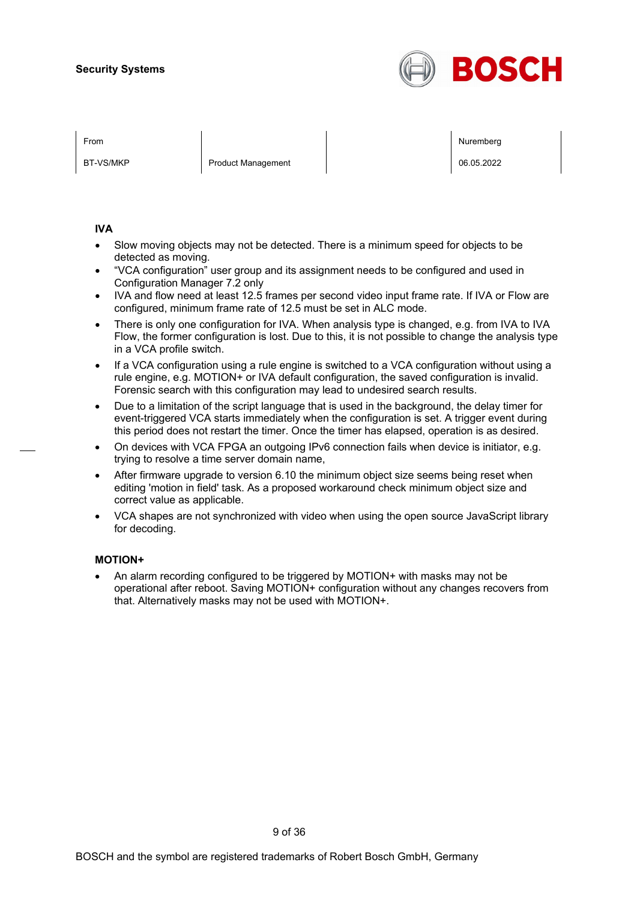### IVA

- Slow moving objects may not be detected. There is a minimum speed for objects to be detected as moving.
- "VCA configuration" user group and its assignment needs to be configured and used in Configuration Manager 7.2 only
- IVA and flow need at least 12.5 frames per second video input frame rate. If IVA or Flow are configured, minimum frame rate of 12.5 must be set in ALC mode.
- There is only one configuration for IVA. When analysis type is changed, e.g. from IVA to IVA Flow, the former configuration is lost. Due to this, it is not possible to change the analysis type in a VCA profile switch.
- If a VCA configuration using a rule engine is switched to a VCA configuration without using a rule engine, e.g. MOTION+ or IVA default configuration, the saved configuration is invalid. Forensic search with this configuration may lead to undesired search results.
- Due to a limitation of the script language that is used in the background, the delay timer for event-triggered VCA starts immediately when the configuration is set. A trigger event during this period does not restart the timer. Once the timer has elapsed, operation is as desired.
- On devices with VCA FPGA an outgoing IPv6 connection fails when device is initiator, e.g. trying to resolve a time server domain name,
- After firmware upgrade to version 6.10 the minimum object size seems being reset when editing 'motion in field' task. As a proposed workaround check minimum object size and correct value as applicable.
- VCA shapes are not synchronized with video when using the open source JavaScript library for decoding.

### MOTION+

- An alarm recording configured to be triggered by MOTION+ with masks may not be operational after reboot. Saving MOTION+ configuration without any changes recovers from that. Alternatively masks may not be used with MOTION+.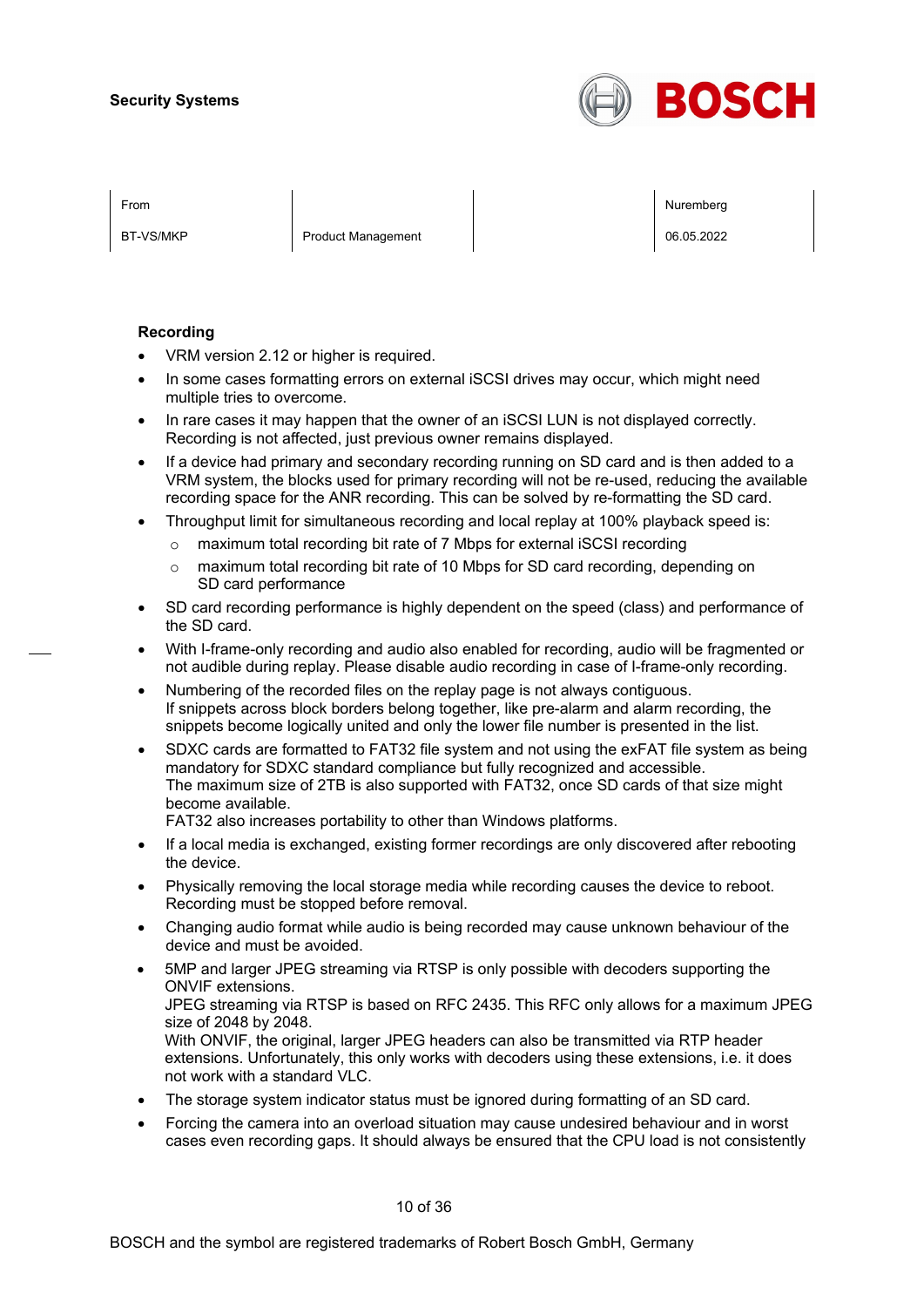## Recording

- VRM version 2.12 or higher is required.
- In some cases formatting errors on external iSCSI drives may occur, which might need multiple tries to overcome.
- In rare cases it may happen that the owner of an iSCSI LUN is not displayed correctly. Recording is not affected, just previous owner remains displayed.
- If a device had primary and secondary recording running on SD card and is then added to a VRM system, the blocks used for primary recording will not be re-used, reducing the available recording space for the ANR recording. This can be solved by re-formatting the SD card.
- Throughput limit for simultaneous recording and local replay at 100% playback speed is:
  - maximum total recording bit rate of 7 Mbps for external iSCSI recording
  - maximum total recording bit rate of 10 Mbps for SD card recording, depending on SD card performance
- SD card recording performance is highly dependent on the speed (class) and performance of the SD card.
- With I-frame-only recording and audio also enabled for recording, audio will be fragmented or not audible during replay. Please disable audio recording in case of I-frame-only recording.
- Numbering of the recorded files on the replay page is not always contiguous.
  If snippets across block borders belong together, like pre-alarm and alarm recording, the snippets become logically united and only the lower file number is presented in the list.
- SDXC cards are formatted to FAT32 file system and not using the exFAT file system as being mandatory for SDXC standard compliance but fully recognized and accessible.
  The maximum size of 2TB is also supported with FAT32, once SD cards of that size might become available.
  FAT32 also increases portability to other than Windows platforms.
- If a local media is exchanged, existing former recordings are only discovered after rebooting the device.
- Physically removing the local storage media while recording causes the device to reboot. Recording must be stopped before removal.
- Changing audio format while audio is being recorded may cause unknown behaviour of the device and must be avoided.
- 5MP and larger JPEG streaming via RTSP is only possible with decoders supporting the ONVIF extensions.
  JPEG streaming via RTSP is based on RFC 2435. This RFC only allows for a maximum JPEG size of 2048 by 2048.
  With ONVIF, the original, larger JPEG headers can also be transmitted via RTP header extensions. Unfortunately, this only works with decoders using these extensions, i.e. it does not work with a standard VLC.
- The storage system indicator status must be ignored during formatting of an SD card.
- Forcing the camera into an overload situation may cause undesired behaviour and in worst cases even recording gaps. It should always be ensured that the CPU load is not consistently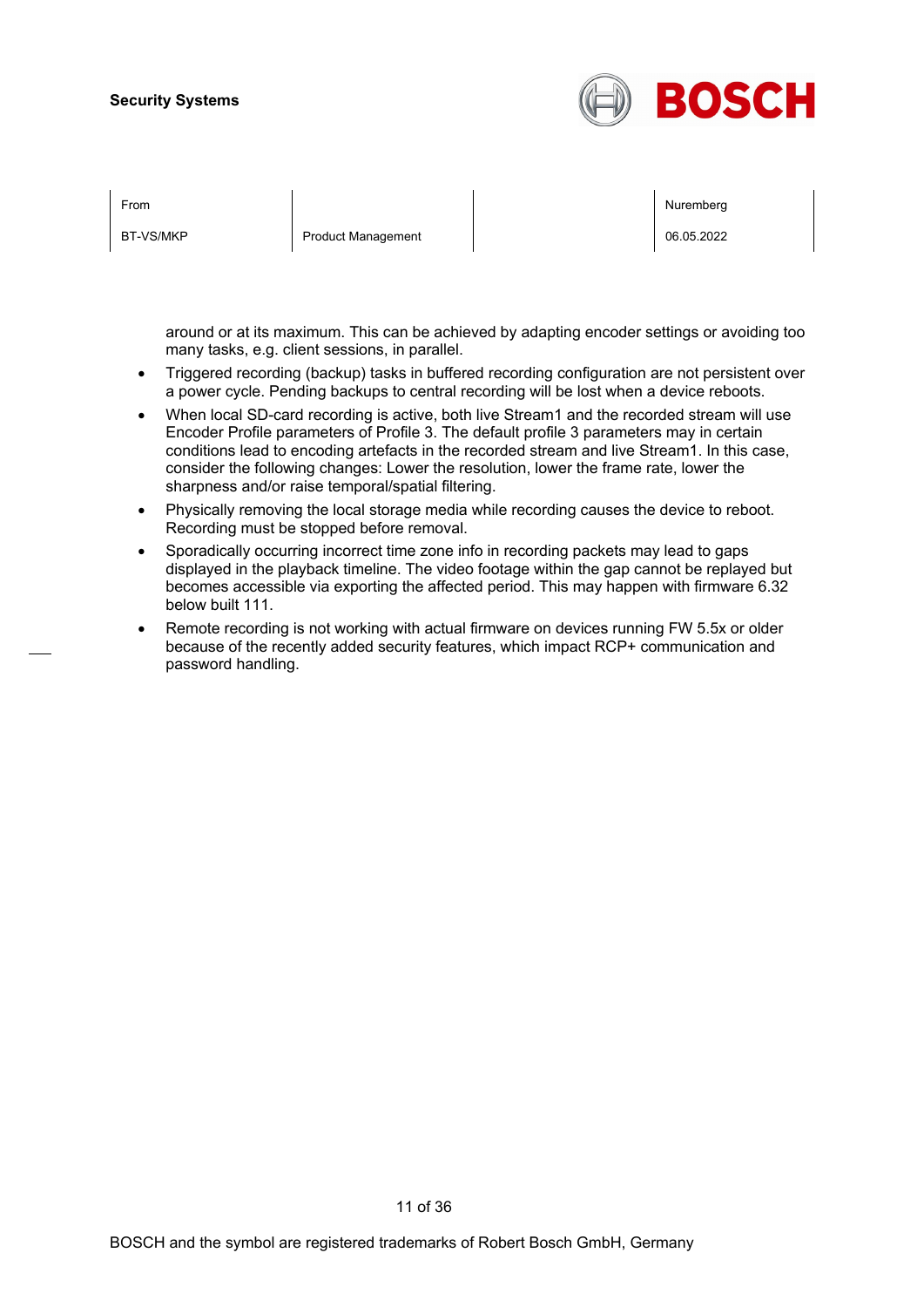around or at its maximum. This can be achieved by adapting encoder settings or avoiding too many tasks, e.g. client sessions, in parallel.

- Triggered recording (backup) tasks in buffered recording configuration are not persistent over a power cycle. Pending backups to central recording will be lost when a device reboots.
- When local SD-card recording is active, both live Stream1 and the recorded stream will use Encoder Profile parameters of Profile 3. The default profile 3 parameters may in certain conditions lead to encoding artefacts in the recorded stream and live Stream1. In this case, consider the following changes: Lower the resolution, lower the frame rate, lower the sharpness and/or raise temporal/spatial filtering.
- Physically removing the local storage media while recording causes the device to reboot. Recording must be stopped before removal.
- Sporadically occurring incorrect time zone info in recording packets may lead to gaps displayed in the playback timeline. The video footage within the gap cannot be replayed but becomes accessible via exporting the affected period. This may happen with firmware 6.32 below built 111.
- Remote recording is not working with actual firmware on devices running FW 5.5x or older because of the recently added security features, which impact RCP+ communication and password handling.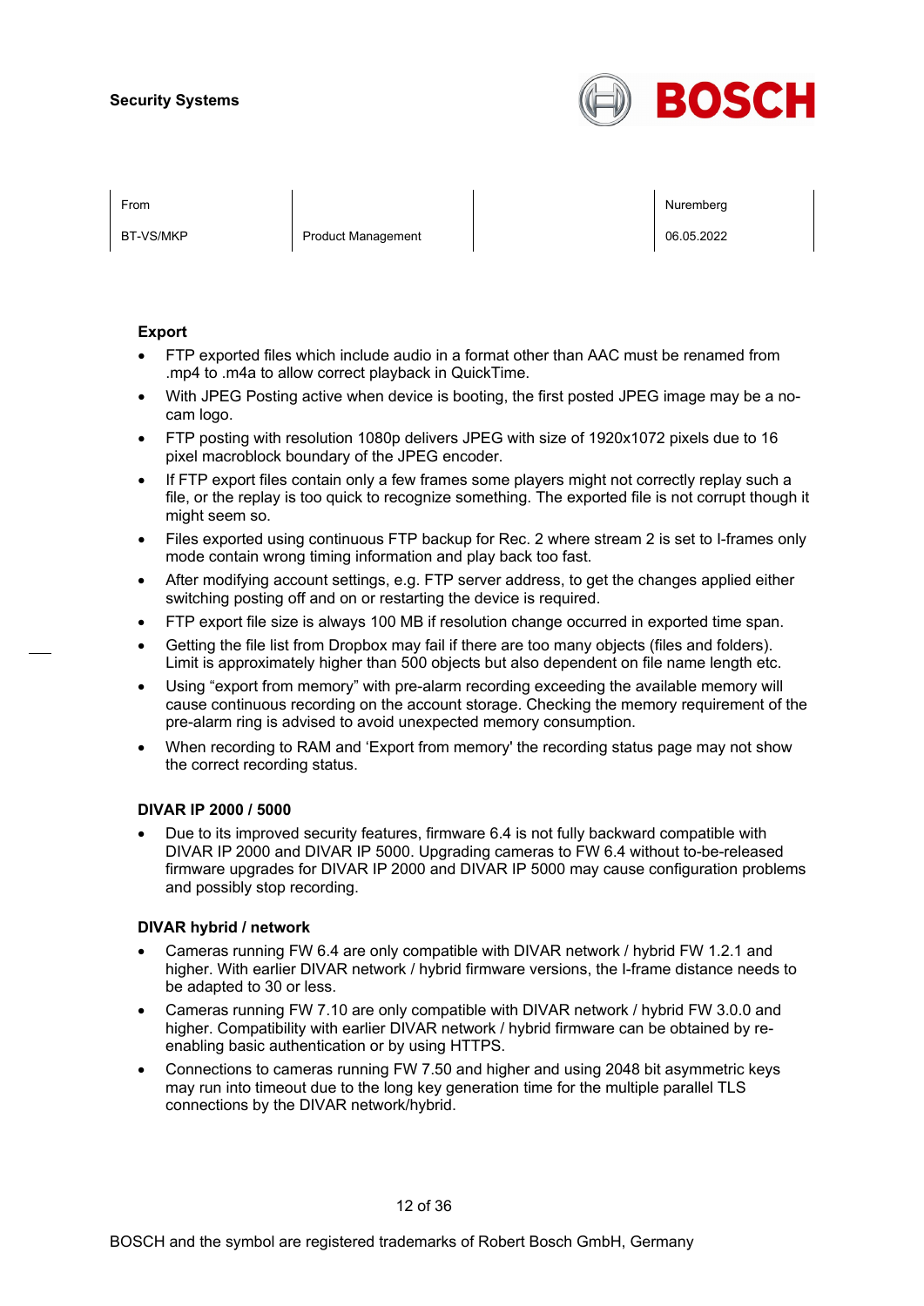### Export

- FTP exported files which include audio in a format other than AAC must be renamed from .mp4 to .m4a to allow correct playback in QuickTime.
- With JPEG Posting active when device is booting, the first posted JPEG image may be a no-cam logo.
- FTP posting with resolution 1080p delivers JPEG with size of 1920x1072 pixels due to 16 pixel macroblock boundary of the JPEG encoder.
- If FTP export files contain only a few frames some players might not correctly replay such a file, or the replay is too quick to recognize something. The exported file is not corrupt though it might seem so.
- Files exported using continuous FTP backup for Rec. 2 where stream 2 is set to I-frames only mode contain wrong timing information and play back too fast.
- After modifying account settings, e.g. FTP server address, to get the changes applied either switching posting off and on or restarting the device is required.
- FTP export file size is always 100 MB if resolution change occurred in exported time span.
- Getting the file list from Dropbox may fail if there are too many objects (files and folders). Limit is approximately higher than 500 objects but also dependent on file name length etc.
- Using “export from memory” with pre-alarm recording exceeding the available memory will cause continuous recording on the account storage. Checking the memory requirement of the pre-alarm ring is advised to avoid unexpected memory consumption.
- When recording to RAM and ‘Export from memory' the recording status page may not show the correct recording status.

### DIVAR IP 2000 / 5000

- Due to its improved security features, firmware 6.4 is not fully backward compatible with DIVAR IP 2000 and DIVAR IP 5000. Upgrading cameras to FW 6.4 without to-be-released firmware upgrades for DIVAR IP 2000 and DIVAR IP 5000 may cause configuration problems and possibly stop recording.

### DIVAR hybrid / network

- Cameras running FW 6.4 are only compatible with DIVAR network / hybrid FW 1.2.1 and higher. With earlier DIVAR network / hybrid firmware versions, the I-frame distance needs to be adapted to 30 or less.
- Cameras running FW 7.10 are only compatible with DIVAR network / hybrid FW 3.0.0 and higher. Compatibility with earlier DIVAR network / hybrid firmware can be obtained by re-enabling basic authentication or by using HTTPS.
- Connections to cameras running FW 7.50 and higher and using 2048 bit asymmetric keys may run into timeout due to the long key generation time for the multiple parallel TLS connections by the DIVAR network/hybrid.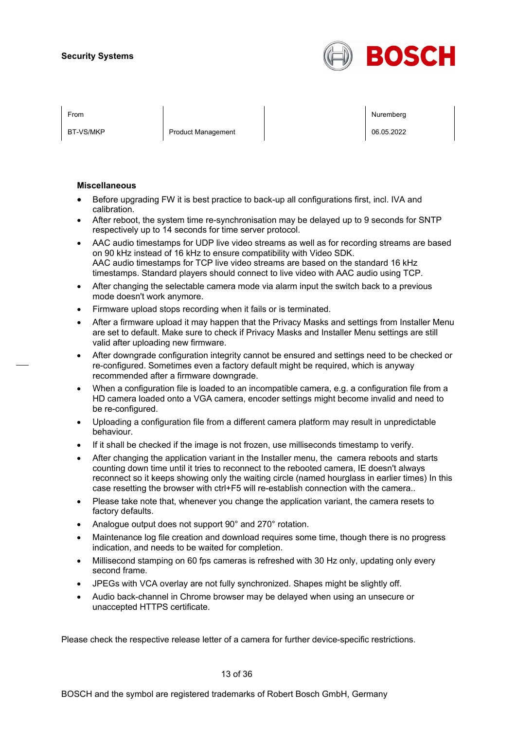**Miscellaneous**

- Before upgrading FW it is best practice to back-up all configurations first, incl. IVA and calibration.
- After reboot, the system time re-synchronisation may be delayed up to 9 seconds for SNTP respectively up to 14 seconds for time server protocol.
- AAC audio timestamps for UDP live video streams as well as for recording streams are based on 90 kHz instead of 16 kHz to ensure compatibility with Video SDK.
  AAC audio timestamps for TCP live video streams are based on the standard 16 kHz timestamps. Standard players should connect to live video with AAC audio using TCP.
- After changing the selectable camera mode via alarm input the switch back to a previous mode doesn't work anymore.
- Firmware upload stops recording when it fails or is terminated.
- After a firmware upload it may happen that the Privacy Masks and settings from Installer Menu are set to default. Make sure to check if Privacy Masks and Installer Menu settings are still valid after uploading new firmware.
- After downgrade configuration integrity cannot be ensured and settings need to be checked or re-configured. Sometimes even a factory default might be required, which is anyway recommended after a firmware downgrade.
- When a configuration file is loaded to an incompatible camera, e.g. a configuration file from a HD camera loaded onto a VGA camera, encoder settings might become invalid and need to be re-configured.
- Uploading a configuration file from a different camera platform may result in unpredictable behaviour.
- If it shall be checked if the image is not frozen, use milliseconds timestamp to verify.
- After changing the application variant in the Installer menu, the camera reboots and starts counting down time until it tries to reconnect to the rebooted camera, IE doesn't always reconnect so it keeps showing only the waiting circle (named hourglass in earlier times) In this case resetting the browser with ctrl+F5 will re-establish connection with the camera..
- Please take note that, whenever you change the application variant, the camera resets to factory defaults.
- Analogue output does not support 90° and 270° rotation.
- Maintenance log file creation and download requires some time, though there is no progress indication, and needs to be waited for completion.
- Millisecond stamping on 60 fps cameras is refreshed with 30 Hz only, updating only every second frame.
- JPEGs with VCA overlay are not fully synchronized. Shapes might be slightly off.
- Audio back-channel in Chrome browser may be delayed when using an unsecure or unaccepted HTTPS certificate.

Please check the respective release letter of a camera for further device-specific restrictions.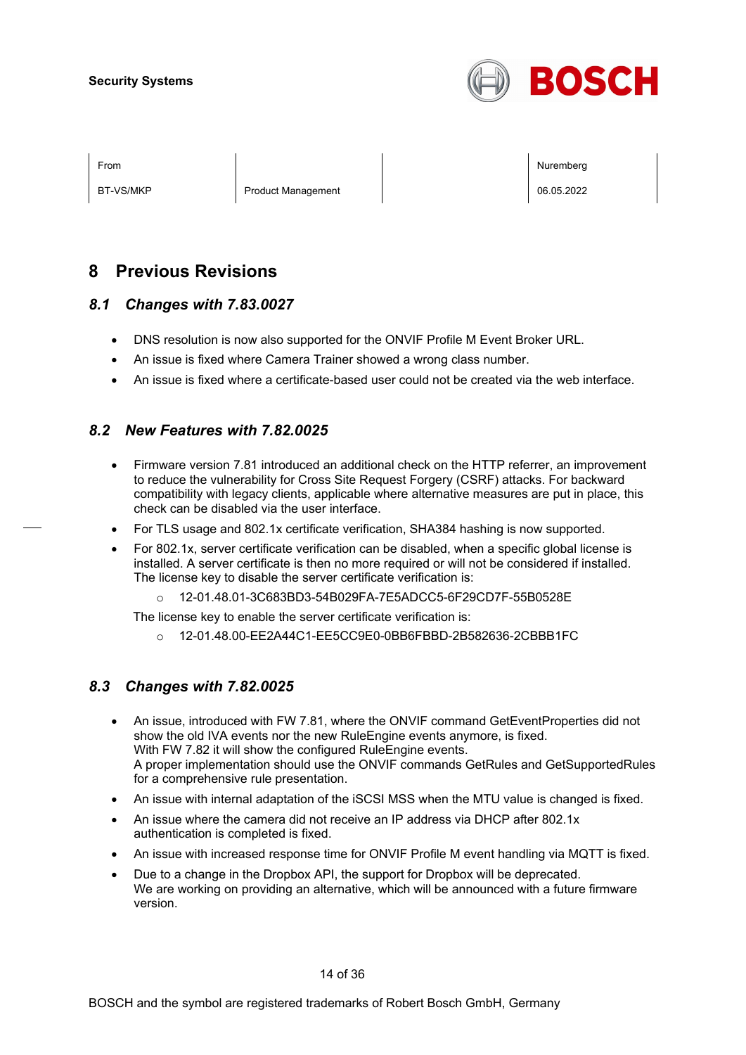# 8 Previous Revisions

## 8.1 Changes with 7.83.0027

- DNS resolution is now also supported for the ONVIF Profile M Event Broker URL.
- An issue is fixed where Camera Trainer showed a wrong class number.
- An issue is fixed where a certificate-based user could not be created via the web interface.

## 8.2 New Features with 7.82.0025

- Firmware version 7.81 introduced an additional check on the HTTP referrer, an improvement to reduce the vulnerability for Cross Site Request Forgery (CSRF) attacks. For backward compatibility with legacy clients, applicable where alternative measures are put in place, this check can be disabled via the user interface.
- For TLS usage and 802.1x certificate verification, SHA384 hashing is now supported.
- For 802.1x, server certificate verification can be disabled, when a specific global license is installed. A server certificate is then no more required or will not be considered if installed. The license key to disable the server certificate verification is:
  - 12-01.48.01-3C683BD3-54B029FA-7E5ADCC5-6F29CD7F-55B0528E

  The license key to enable the server certificate verification is:
  - 12-01.48.00-EE2A44C1-EE5CC9E0-0BB6FBBD-2B582636-2CBBB1FC

## 8.3 Changes with 7.82.0025

- An issue, introduced with FW 7.81, where the ONVIF command GetEventProperties did not show the old IVA events nor the new RuleEngine events anymore, is fixed.
  With FW 7.82 it will show the configured RuleEngine events.
  A proper implementation should use the ONVIF commands GetRules and GetSupportedRules for a comprehensive rule presentation.
- An issue with internal adaptation of the iSCSI MSS when the MTU value is changed is fixed.
- An issue where the camera did not receive an IP address via DHCP after 802.1x authentication is completed is fixed.
- An issue with increased response time for ONVIF Profile M event handling via MQTT is fixed.
- Due to a change in the Dropbox API, the support for Dropbox will be deprecated.
  We are working on providing an alternative, which will be announced with a future firmware version.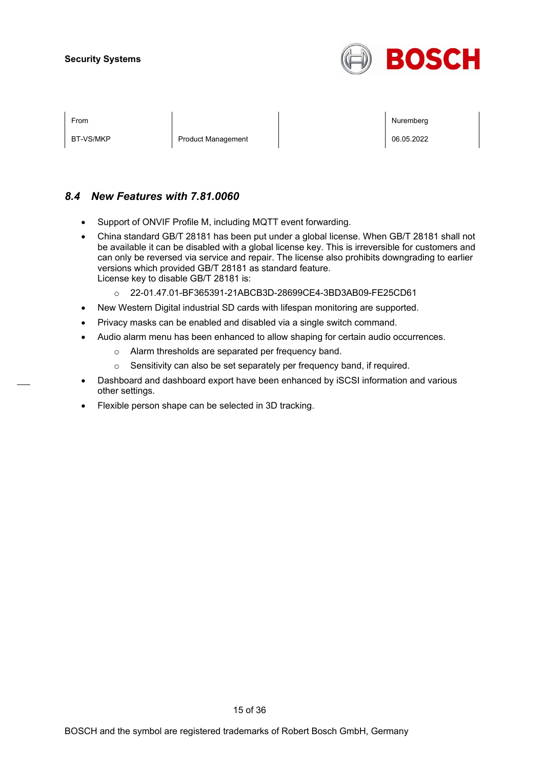### 8.4 *New Features with 7.81.0060*

- Support of ONVIF Profile M, including MQTT event forwarding.
- China standard GB/T 28181 has been put under a global license. When GB/T 28181 shall not be available it can be disabled with a global license key. This is irreversible for customers and can only be reversed via service and repair. The license also prohibits downgrading to earlier versions which provided GB/T 28181 as standard feature.
  License key to disable GB/T 28181 is:
  - 22-01.47.01-BF365391-21ABCB3D-28699CE4-3BD3AB09-FE25CD61
- New Western Digital industrial SD cards with lifespan monitoring are supported.
- Privacy masks can be enabled and disabled via a single switch command.
- Audio alarm menu has been enhanced to allow shaping for certain audio occurrences.
  - Alarm thresholds are separated per frequency band.
  - Sensitivity can also be set separately per frequency band, if required.
- Dashboard and dashboard export have been enhanced by iSCSI information and various other settings.
- Flexible person shape can be selected in 3D tracking.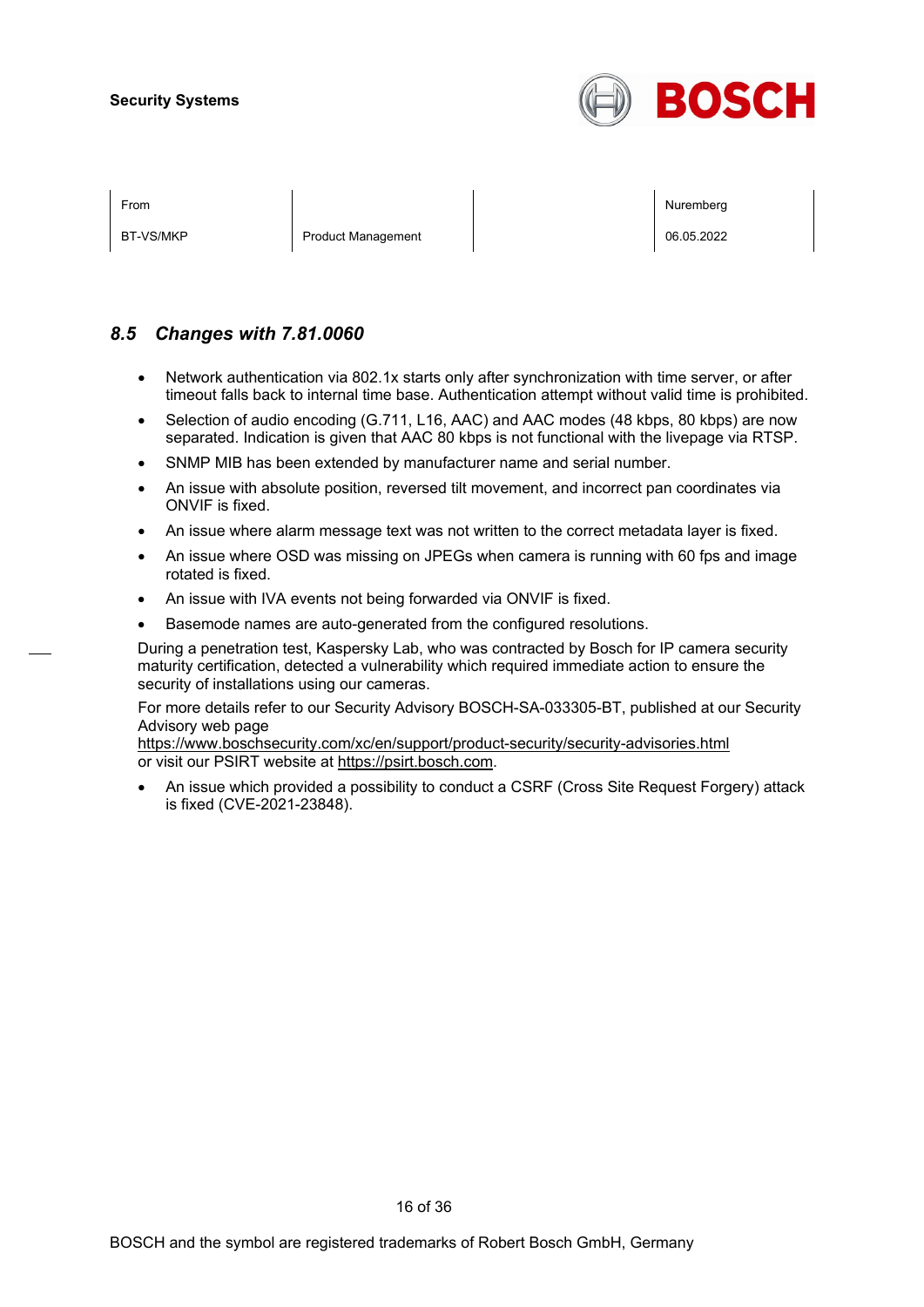Security Systems

| From | | | Nuremberg |
|---|---|---|---|
| BT-VS/MKP | Product Management | | 06.05.2022 |

## *8.5 Changes with 7.81.0060*

- Network authentication via 802.1x starts only after synchronization with time server, or after timeout falls back to internal time base. Authentication attempt without valid time is prohibited.
- Selection of audio encoding (G.711, L16, AAC) and AAC modes (48 kbps, 80 kbps) are now separated. Indication is given that AAC 80 kbps is not functional with the livepage via RTSP.
- SNMP MIB has been extended by manufacturer name and serial number.
- An issue with absolute position, reversed tilt movement, and incorrect pan coordinates via ONVIF is fixed.
- An issue where alarm message text was not written to the correct metadata layer is fixed.
- An issue where OSD was missing on JPEGs when camera is running with 60 fps and image rotated is fixed.
- An issue with IVA events not being forwarded via ONVIF is fixed.
- Basemode names are auto-generated from the configured resolutions.

During a penetration test, Kaspersky Lab, who was contracted by Bosch for IP camera security maturity certification, detected a vulnerability which required immediate action to ensure the security of installations using our cameras.

For more details refer to our Security Advisory BOSCH-SA-033305-BT, published at our Security Advisory web page
https://www.boschsecurity.com/xc/en/support/product-security/security-advisories.html
or visit our PSIRT website at https://psirt.bosch.com.

- An issue which provided a possibility to conduct a CSRF (Cross Site Request Forgery) attack is fixed (CVE-2021-23848).

BOSCH and the symbol are registered trademarks of Robert Bosch GmbH, Germany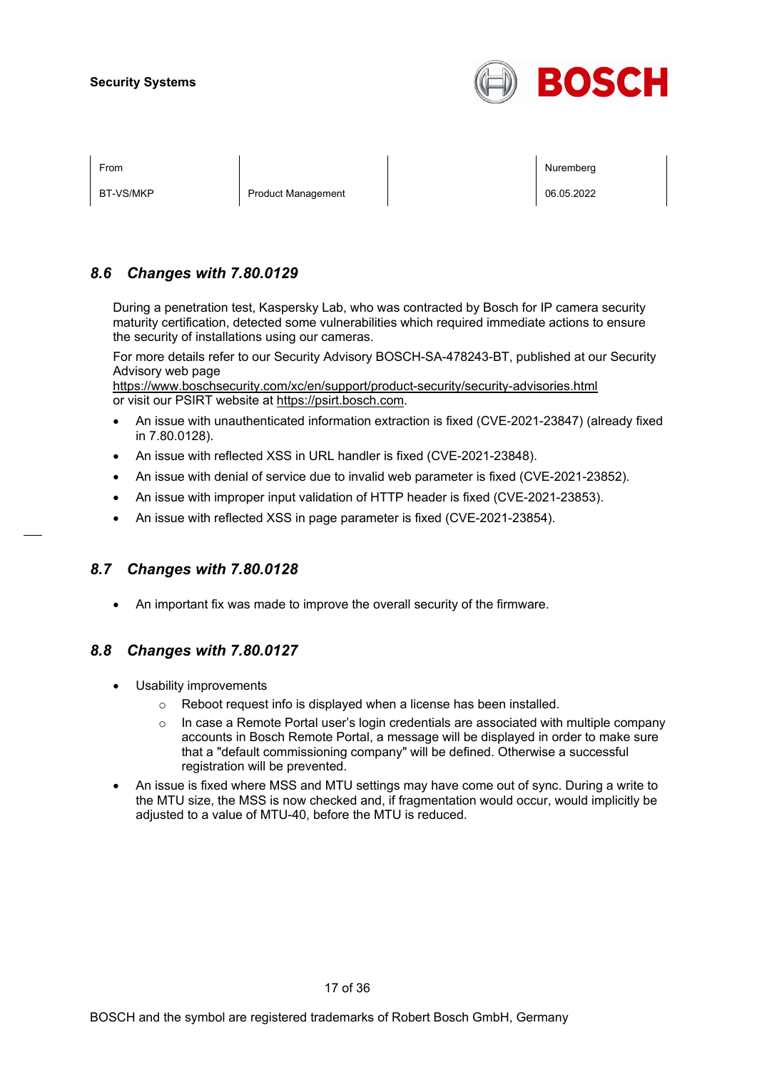## 8.6 Changes with 7.80.0129

During a penetration test, Kaspersky Lab, who was contracted by Bosch for IP camera security maturity certification, detected some vulnerabilities which required immediate actions to ensure the security of installations using our cameras.

For more details refer to our Security Advisory BOSCH-SA-478243-BT, published at our Security Advisory web page
https://www.boschsecurity.com/xc/en/support/product-security/security-advisories.html
or visit our PSIRT website at https://psirt.bosch.com.

- An issue with unauthenticated information extraction is fixed (CVE-2021-23847) (already fixed in 7.80.0128).
- An issue with reflected XSS in URL handler is fixed (CVE-2021-23848).
- An issue with denial of service due to invalid web parameter is fixed (CVE-2021-23852).
- An issue with improper input validation of HTTP header is fixed (CVE-2021-23853).
- An issue with reflected XSS in page parameter is fixed (CVE-2021-23854).

## 8.7 Changes with 7.80.0128

- An important fix was made to improve the overall security of the firmware.

## 8.8 Changes with 7.80.0127

- Usability improvements
  - Reboot request info is displayed when a license has been installed.
  - In case a Remote Portal user's login credentials are associated with multiple company accounts in Bosch Remote Portal, a message will be displayed in order to make sure that a "default commissioning company" will be defined. Otherwise a successful registration will be prevented.
- An issue is fixed where MSS and MTU settings may have come out of sync. During a write to the MTU size, the MSS is now checked and, if fragmentation would occur, would implicitly be adjusted to a value of MTU-40, before the MTU is reduced.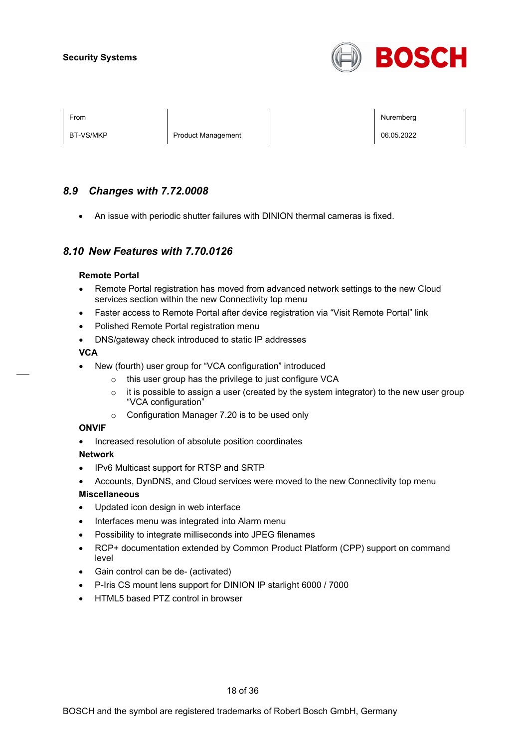## 8.9 Changes with 7.72.0008

- An issue with periodic shutter failures with DINION thermal cameras is fixed.

## 8.10 New Features with 7.70.0126

**Remote Portal**

- Remote Portal registration has moved from advanced network settings to the new Cloud services section within the new Connectivity top menu
- Faster access to Remote Portal after device registration via "Visit Remote Portal" link
- Polished Remote Portal registration menu
- DNS/gateway check introduced to static IP addresses

**VCA**

- New (fourth) user group for "VCA configuration" introduced
  - this user group has the privilege to just configure VCA
  - it is possible to assign a user (created by the system integrator) to the new user group "VCA configuration"
  - Configuration Manager 7.20 is to be used only

**ONVIF**

- Increased resolution of absolute position coordinates

**Network**

- IPv6 Multicast support for RTSP and SRTP
- Accounts, DynDNS, and Cloud services were moved to the new Connectivity top menu

**Miscellaneous**

- Updated icon design in web interface
- Interfaces menu was integrated into Alarm menu
- Possibility to integrate milliseconds into JPEG filenames
- RCP+ documentation extended by Common Product Platform (CPP) support on command level
- Gain control can be de- (activated)
- P-Iris CS mount lens support for DINION IP starlight 6000 / 7000
- HTML5 based PTZ control in browser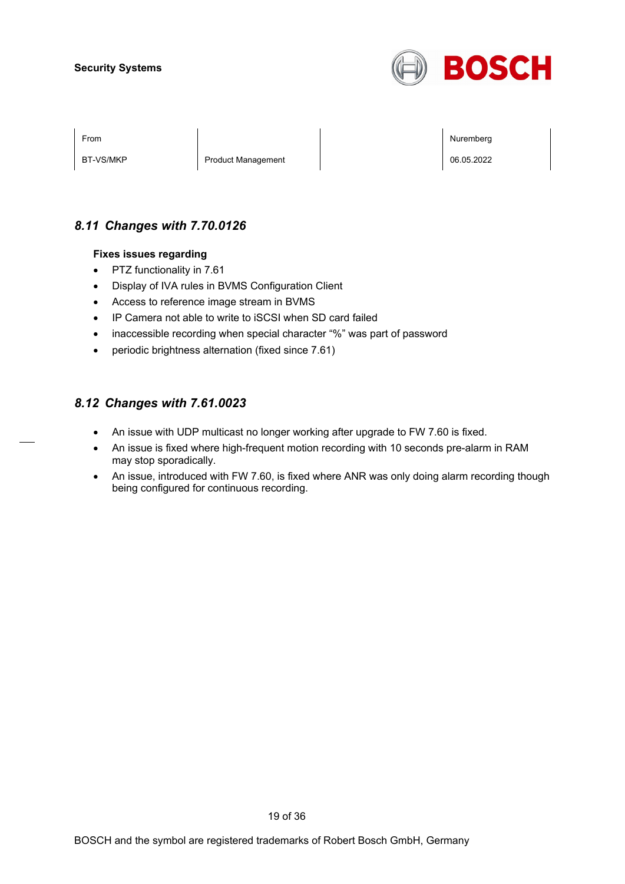### 8.11 *Changes with 7.70.0126*

**Fixes issues regarding**

- PTZ functionality in 7.61
- Display of IVA rules in BVMS Configuration Client
- Access to reference image stream in BVMS
- IP Camera not able to write to iSCSI when SD card failed
- inaccessible recording when special character "%" was part of password
- periodic brightness alternation (fixed since 7.61)

### 8.12 *Changes with 7.61.0023*

- An issue with UDP multicast no longer working after upgrade to FW 7.60 is fixed.
- An issue is fixed where high-frequent motion recording with 10 seconds pre-alarm in RAM may stop sporadically.
- An issue, introduced with FW 7.60, is fixed where ANR was only doing alarm recording though being configured for continuous recording.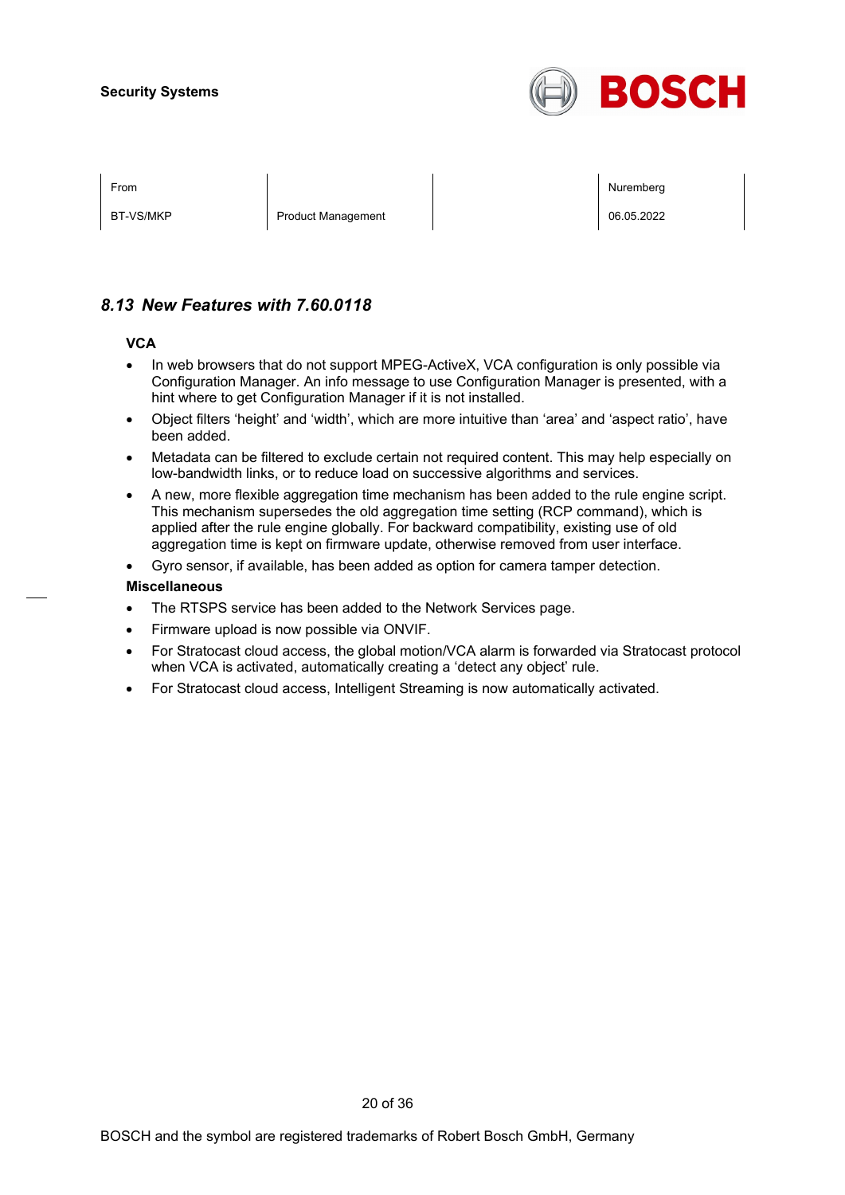## 8.13 *New Features with 7.60.0118*

**VCA**

- In web browsers that do not support MPEG-ActiveX, VCA configuration is only possible via Configuration Manager. An info message to use Configuration Manager is presented, with a hint where to get Configuration Manager if it is not installed.
- Object filters ‘height’ and ‘width’, which are more intuitive than ‘area’ and ‘aspect ratio’, have been added.
- Metadata can be filtered to exclude certain not required content. This may help especially on low-bandwidth links, or to reduce load on successive algorithms and services.
- A new, more flexible aggregation time mechanism has been added to the rule engine script. This mechanism supersedes the old aggregation time setting (RCP command), which is applied after the rule engine globally. For backward compatibility, existing use of old aggregation time is kept on firmware update, otherwise removed from user interface.
- Gyro sensor, if available, has been added as option for camera tamper detection.

**Miscellaneous**

- The RTSPS service has been added to the Network Services page.
- Firmware upload is now possible via ONVIF.
- For Stratocast cloud access, the global motion/VCA alarm is forwarded via Stratocast protocol when VCA is activated, automatically creating a ‘detect any object’ rule.
- For Stratocast cloud access, Intelligent Streaming is now automatically activated.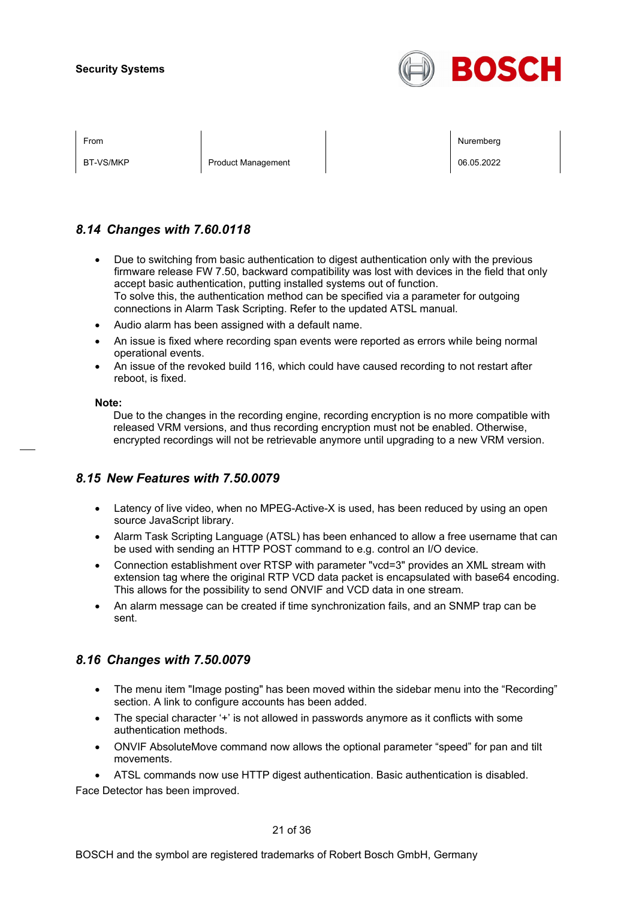## *8.14 Changes with 7.60.0118*

- Due to switching from basic authentication to digest authentication only with the previous firmware release FW 7.50, backward compatibility was lost with devices in the field that only accept basic authentication, putting installed systems out of function.
  To solve this, the authentication method can be specified via a parameter for outgoing connections in Alarm Task Scripting. Refer to the updated ATSL manual.
- Audio alarm has been assigned with a default name.
- An issue is fixed where recording span events were reported as errors while being normal operational events.
- An issue of the revoked build 116, which could have caused recording to not restart after reboot, is fixed.

**Note:**
Due to the changes in the recording engine, recording encryption is no more compatible with released VRM versions, and thus recording encryption must not be enabled. Otherwise, encrypted recordings will not be retrievable anymore until upgrading to a new VRM version.

## *8.15 New Features with 7.50.0079*

- Latency of live video, when no MPEG-Active-X is used, has been reduced by using an open source JavaScript library.
- Alarm Task Scripting Language (ATSL) has been enhanced to allow a free username that can be used with sending an HTTP POST command to e.g. control an I/O device.
- Connection establishment over RTSP with parameter "vcd=3" provides an XML stream with extension tag where the original RTP VCD data packet is encapsulated with base64 encoding. This allows for the possibility to send ONVIF and VCD data in one stream.
- An alarm message can be created if time synchronization fails, and an SNMP trap can be sent.

## *8.16 Changes with 7.50.0079*

- The menu item "Image posting" has been moved within the sidebar menu into the “Recording” section. A link to configure accounts has been added.
- The special character ‘+’ is not allowed in passwords anymore as it conflicts with some authentication methods.
- ONVIF AbsoluteMove command now allows the optional parameter “speed” for pan and tilt movements.
- ATSL commands now use HTTP digest authentication. Basic authentication is disabled.

Face Detector has been improved.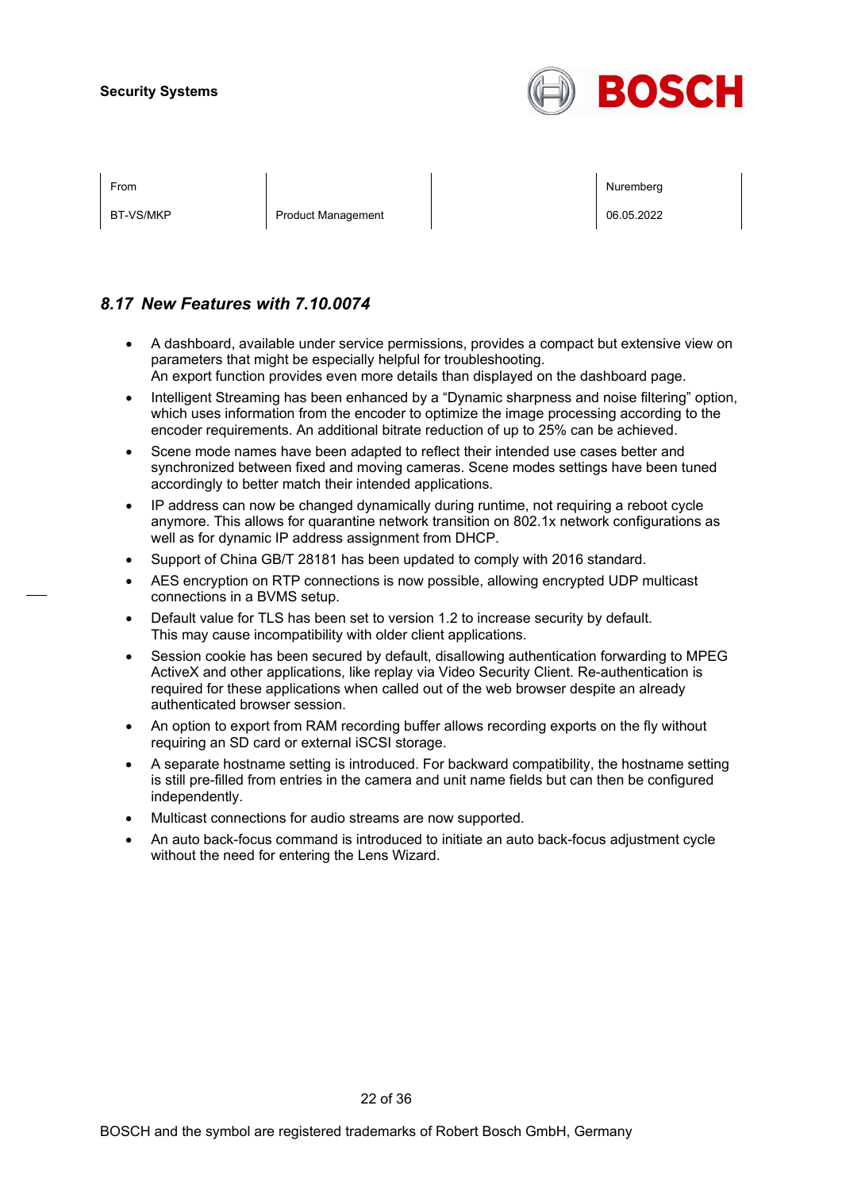## 8.17 *New Features with 7.10.0074*

- A dashboard, available under service permissions, provides a compact but extensive view on parameters that might be especially helpful for troubleshooting.  
  An export function provides even more details than displayed on the dashboard page.
- Intelligent Streaming has been enhanced by a “Dynamic sharpness and noise filtering” option, which uses information from the encoder to optimize the image processing according to the encoder requirements. An additional bitrate reduction of up to 25% can be achieved.
- Scene mode names have been adapted to reflect their intended use cases better and synchronized between fixed and moving cameras. Scene modes settings have been tuned accordingly to better match their intended applications.
- IP address can now be changed dynamically during runtime, not requiring a reboot cycle anymore. This allows for quarantine network transition on 802.1x network configurations as well as for dynamic IP address assignment from DHCP.
- Support of China GB/T 28181 has been updated to comply with 2016 standard.
- AES encryption on RTP connections is now possible, allowing encrypted UDP multicast connections in a BVMS setup.
- Default value for TLS has been set to version 1.2 to increase security by default.  
  This may cause incompatibility with older client applications.
- Session cookie has been secured by default, disallowing authentication forwarding to MPEG ActiveX and other applications, like replay via Video Security Client. Re-authentication is required for these applications when called out of the web browser despite an already authenticated browser session.
- An option to export from RAM recording buffer allows recording exports on the fly without requiring an SD card or external iSCSI storage.
- A separate hostname setting is introduced. For backward compatibility, the hostname setting is still pre-filled from entries in the camera and unit name fields but can then be configured independently.
- Multicast connections for audio streams are now supported.
- An auto back-focus command is introduced to initiate an auto back-focus adjustment cycle without the need for entering the Lens Wizard.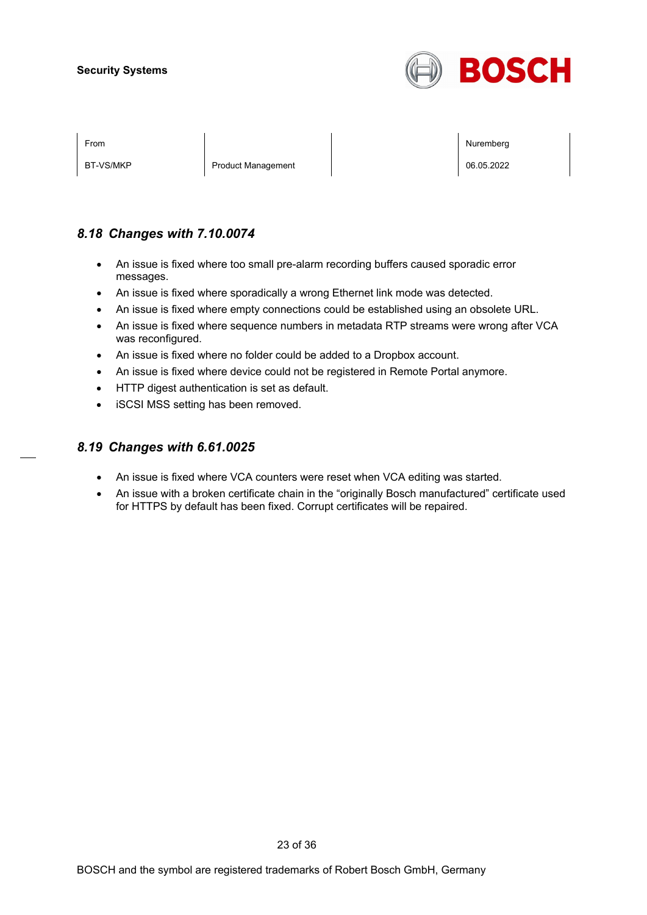## 8.18 Changes with 7.10.0074

- An issue is fixed where too small pre-alarm recording buffers caused sporadic error messages.
- An issue is fixed where sporadically a wrong Ethernet link mode was detected.
- An issue is fixed where empty connections could be established using an obsolete URL.
- An issue is fixed where sequence numbers in metadata RTP streams were wrong after VCA was reconfigured.
- An issue is fixed where no folder could be added to a Dropbox account.
- An issue is fixed where device could not be registered in Remote Portal anymore.
- HTTP digest authentication is set as default.
- iSCSI MSS setting has been removed.

## 8.19 Changes with 6.61.0025

- An issue is fixed where VCA counters were reset when VCA editing was started.
- An issue with a broken certificate chain in the “originally Bosch manufactured” certificate used for HTTPS by default has been fixed. Corrupt certificates will be repaired.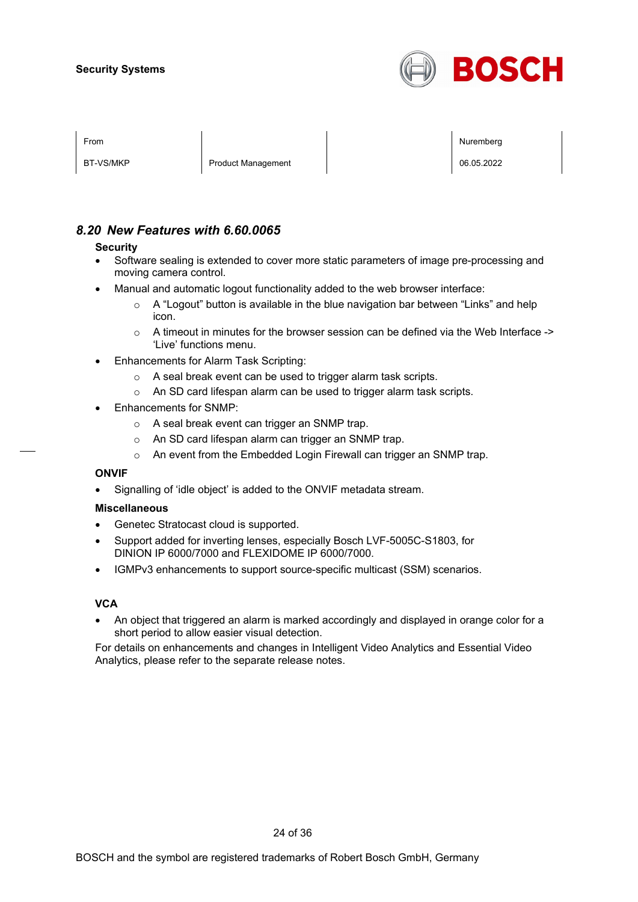## *8.20 New Features with 6.60.0065*

**Security**

- Software sealing is extended to cover more static parameters of image pre-processing and moving camera control.
- Manual and automatic logout functionality added to the web browser interface:
  - A “Logout” button is available in the blue navigation bar between “Links” and help icon.
  - A timeout in minutes for the browser session can be defined via the Web Interface -> ‘Live’ functions menu.
- Enhancements for Alarm Task Scripting:
  - A seal break event can be used to trigger alarm task scripts.
  - An SD card lifespan alarm can be used to trigger alarm task scripts.
- Enhancements for SNMP:
  - A seal break event can trigger an SNMP trap.
  - An SD card lifespan alarm can trigger an SNMP trap.
  - An event from the Embedded Login Firewall can trigger an SNMP trap.

**ONVIF**

- Signalling of ‘idle object’ is added to the ONVIF metadata stream.

**Miscellaneous**

- Genetec Stratocast cloud is supported.
- Support added for inverting lenses, especially Bosch LVF-5005C-S1803, for DINION IP 6000/7000 and FLEXIDOME IP 6000/7000.
- IGMPv3 enhancements to support source-specific multicast (SSM) scenarios.

**VCA**

- An object that triggered an alarm is marked accordingly and displayed in orange color for a short period to allow easier visual detection.

For details on enhancements and changes in Intelligent Video Analytics and Essential Video Analytics, please refer to the separate release notes.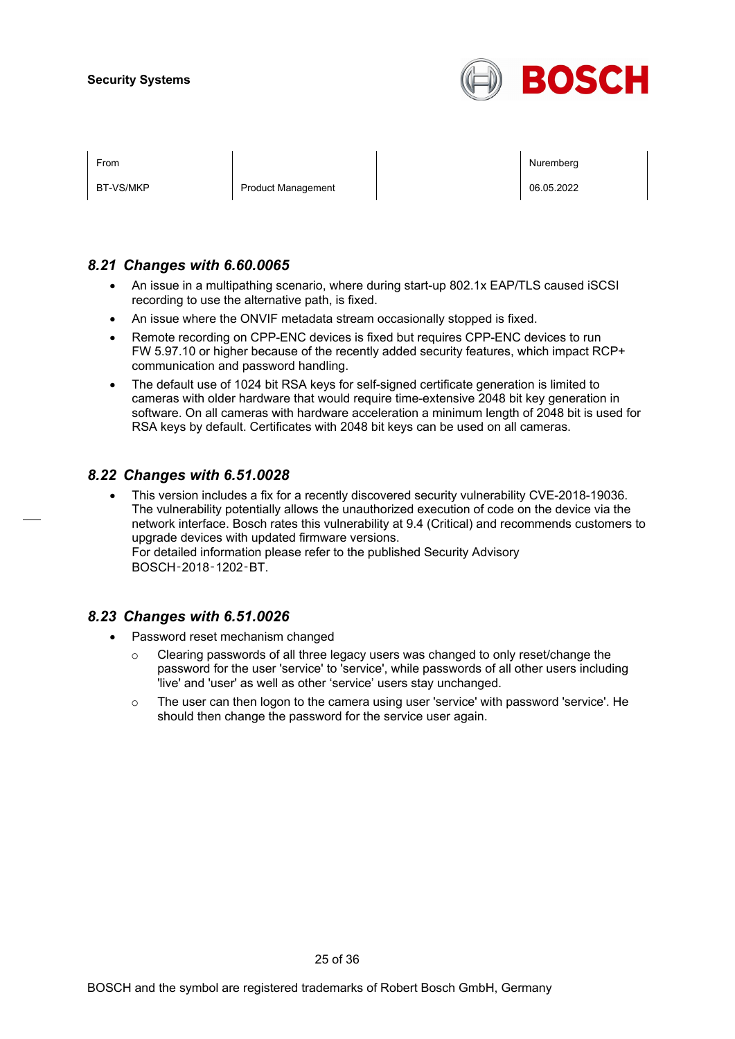### *8.21 Changes with 6.60.0065*

- An issue in a multipathing scenario, where during start-up 802.1x EAP/TLS caused iSCSI recording to use the alternative path, is fixed.
- An issue where the ONVIF metadata stream occasionally stopped is fixed.
- Remote recording on CPP-ENC devices is fixed but requires CPP-ENC devices to run FW 5.97.10 or higher because of the recently added security features, which impact RCP+ communication and password handling.
- The default use of 1024 bit RSA keys for self-signed certificate generation is limited to cameras with older hardware that would require time-extensive 2048 bit key generation in software. On all cameras with hardware acceleration a minimum length of 2048 bit is used for RSA keys by default. Certificates with 2048 bit keys can be used on all cameras.

### *8.22 Changes with 6.51.0028*

- This version includes a fix for a recently discovered security vulnerability CVE-2018-19036. The vulnerability potentially allows the unauthorized execution of code on the device via the network interface. Bosch rates this vulnerability at 9.4 (Critical) and recommends customers to upgrade devices with updated firmware versions.
  For detailed information please refer to the published Security Advisory BOSCH-2018-1202-BT.

### *8.23 Changes with 6.51.0026*

- Password reset mechanism changed
  - Clearing passwords of all three legacy users was changed to only reset/change the password for the user 'service' to 'service', while passwords of all other users including 'live' and 'user' as well as other 'service' users stay unchanged.
  - The user can then logon to the camera using user 'service' with password 'service'. He should then change the password for the service user again.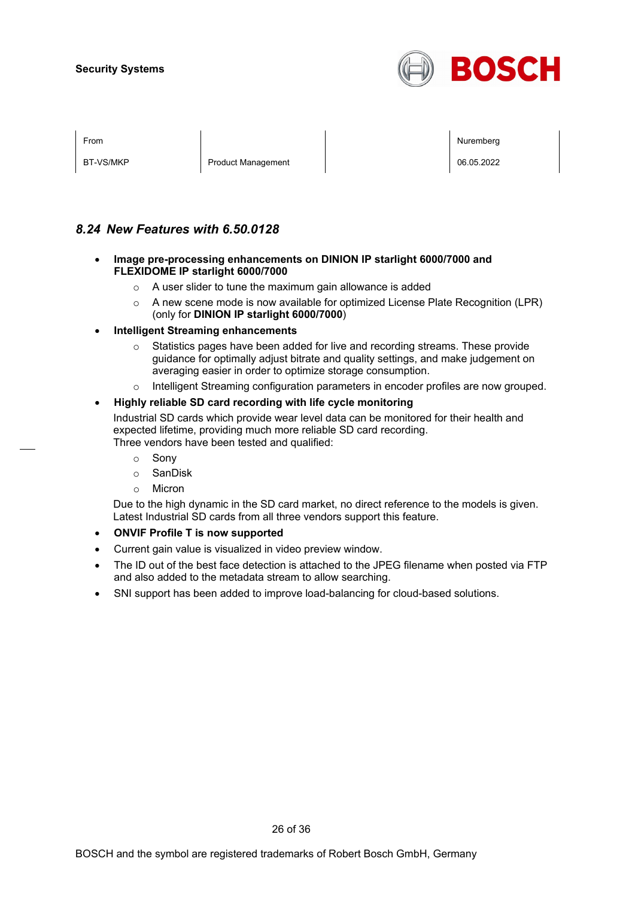### 8.24 New Features with 6.50.0128

- **Image pre-processing enhancements on DINION IP starlight 6000/7000 and FLEXIDOME IP starlight 6000/7000**
  - A user slider to tune the maximum gain allowance is added
  - A new scene mode is now available for optimized License Plate Recognition (LPR) (only for **DINION IP starlight 6000/7000**)
- **Intelligent Streaming enhancements**
  - Statistics pages have been added for live and recording streams. These provide guidance for optimally adjust bitrate and quality settings, and make judgement on averaging easier in order to optimize storage consumption.
  - Intelligent Streaming configuration parameters in encoder profiles are now grouped.
- **Highly reliable SD card recording with life cycle monitoring**

  Industrial SD cards which provide wear level data can be monitored for their health and expected lifetime, providing much more reliable SD card recording.
  Three vendors have been tested and qualified:
  - Sony
  - SanDisk
  - Micron

  Due to the high dynamic in the SD card market, no direct reference to the models is given. Latest Industrial SD cards from all three vendors support this feature.
- **ONVIF Profile T is now supported**
- Current gain value is visualized in video preview window.
- The ID out of the best face detection is attached to the JPEG filename when posted via FTP and also added to the metadata stream to allow searching.
- SNI support has been added to improve load-balancing for cloud-based solutions.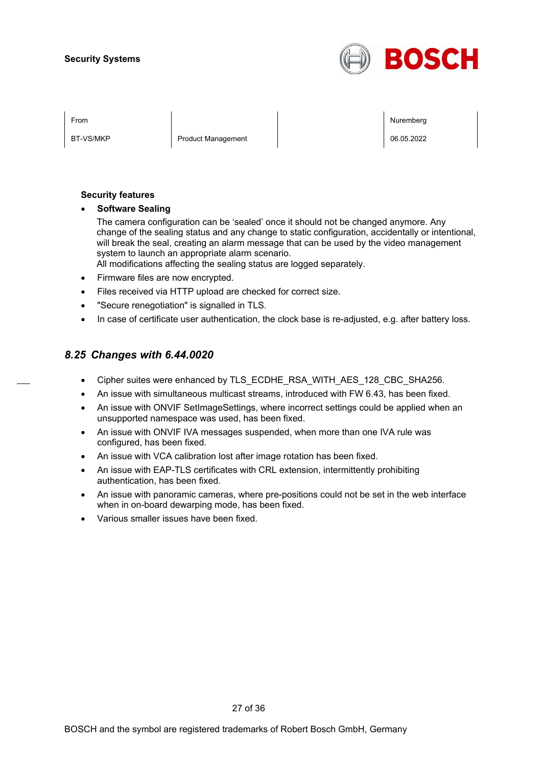**Security features**

- **Software Sealing**
  The camera configuration can be 'sealed' once it should not be changed anymore. Any change of the sealing status and any change to static configuration, accidentally or intentional, will break the seal, creating an alarm message that can be used by the video management system to launch an appropriate alarm scenario.
  All modifications affecting the sealing status are logged separately.
- Firmware files are now encrypted.
- Files received via HTTP upload are checked for correct size.
- "Secure renegotiation" is signalled in TLS.
- In case of certificate user authentication, the clock base is re-adjusted, e.g. after battery loss.

## *8.25 Changes with 6.44.0020*

- Cipher suites were enhanced by TLS_ECDHE_RSA_WITH_AES_128_CBC_SHA256.
- An issue with simultaneous multicast streams, introduced with FW 6.43, has been fixed.
- An issue with ONVIF SetImageSettings, where incorrect settings could be applied when an unsupported namespace was used, has been fixed.
- An issue with ONVIF IVA messages suspended, when more than one IVA rule was configured, has been fixed.
- An issue with VCA calibration lost after image rotation has been fixed.
- An issue with EAP-TLS certificates with CRL extension, intermittently prohibiting authentication, has been fixed.
- An issue with panoramic cameras, where pre-positions could not be set in the web interface when in on-board dewarping mode, has been fixed.
- Various smaller issues have been fixed.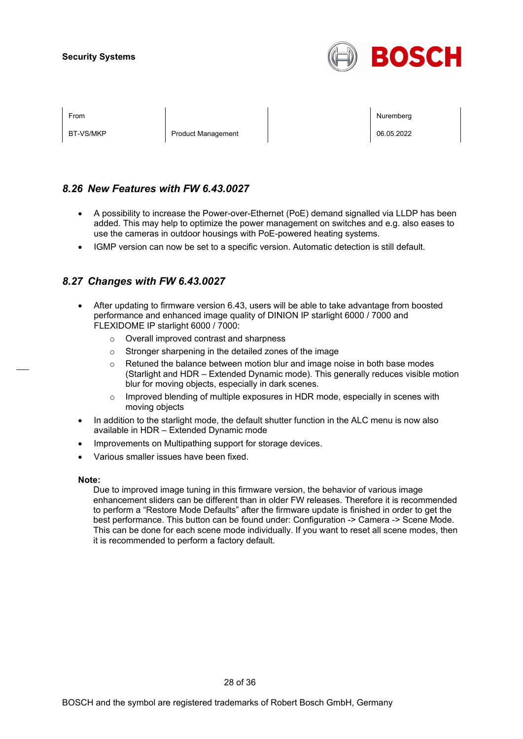## 8.26 New Features with FW 6.43.0027

- A possibility to increase the Power-over-Ethernet (PoE) demand signalled via LLDP has been added. This may help to optimize the power management on switches and e.g. also eases to use the cameras in outdoor housings with PoE-powered heating systems.
- IGMP version can now be set to a specific version. Automatic detection is still default.

## 8.27 Changes with FW 6.43.0027

- After updating to firmware version 6.43, users will be able to take advantage from boosted performance and enhanced image quality of DINION IP starlight 6000 / 7000 and FLEXIDOME IP starlight 6000 / 7000:
  - Overall improved contrast and sharpness
  - Stronger sharpening in the detailed zones of the image
  - Retuned the balance between motion blur and image noise in both base modes (Starlight and HDR – Extended Dynamic mode). This generally reduces visible motion blur for moving objects, especially in dark scenes.
  - Improved blending of multiple exposures in HDR mode, especially in scenes with moving objects
- In addition to the starlight mode, the default shutter function in the ALC menu is now also available in HDR – Extended Dynamic mode
- Improvements on Multipathing support for storage devices.
- Various smaller issues have been fixed.

**Note:**

Due to improved image tuning in this firmware version, the behavior of various image enhancement sliders can be different than in older FW releases. Therefore it is recommended to perform a "Restore Mode Defaults" after the firmware update is finished in order to get the best performance. This button can be found under: Configuration -> Camera -> Scene Mode. This can be done for each scene mode individually. If you want to reset all scene modes, then it is recommended to perform a factory default.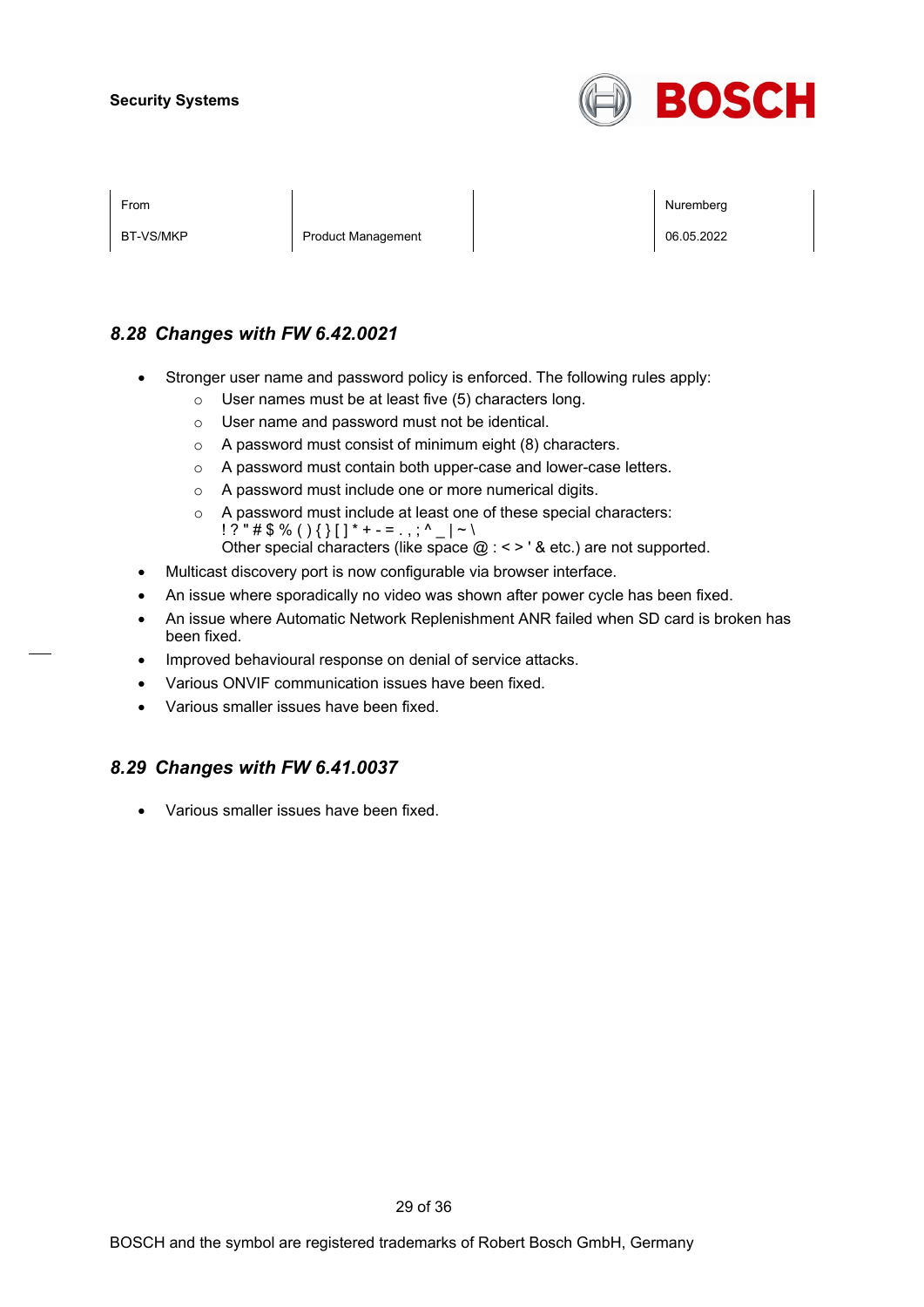### 8.28 Changes with FW 6.42.0021

- Stronger user name and password policy is enforced. The following rules apply:
  - User names must be at least five (5) characters long.
  - User name and password must not be identical.
  - A password must consist of minimum eight (8) characters.
  - A password must contain both upper-case and lower-case letters.
  - A password must include one or more numerical digits.
  - A password must include at least one of these special characters:
    ! ? " # $ % ( ) { } [ ] * + - = . , ; ^ _ | ~ \
    Other special characters (like space @ : < > ' & etc.) are not supported.
- Multicast discovery port is now configurable via browser interface.
- An issue where sporadically no video was shown after power cycle has been fixed.
- An issue where Automatic Network Replenishment ANR failed when SD card is broken has been fixed.
- Improved behavioural response on denial of service attacks.
- Various ONVIF communication issues have been fixed.
- Various smaller issues have been fixed.

### 8.29 Changes with FW 6.41.0037

- Various smaller issues have been fixed.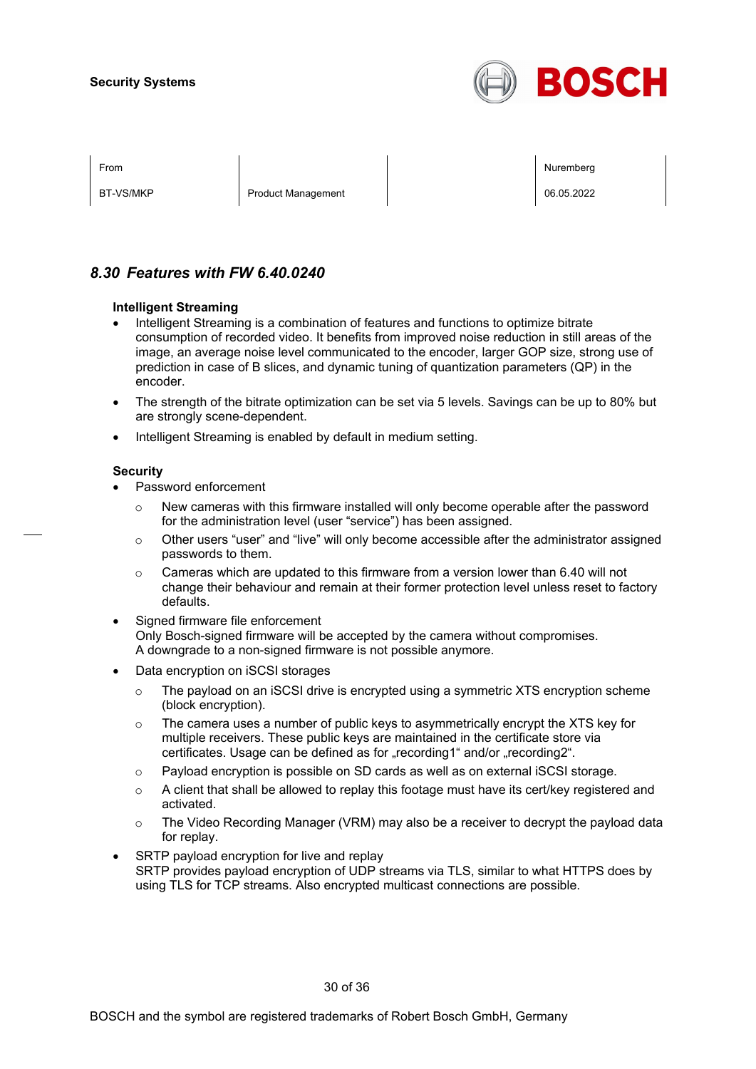## 8.30 Features with FW 6.40.0240

**Intelligent Streaming**

- Intelligent Streaming is a combination of features and functions to optimize bitrate consumption of recorded video. It benefits from improved noise reduction in still areas of the image, an average noise level communicated to the encoder, larger GOP size, strong use of prediction in case of B slices, and dynamic tuning of quantization parameters (QP) in the encoder.
- The strength of the bitrate optimization can be set via 5 levels. Savings can be up to 80% but are strongly scene-dependent.
- Intelligent Streaming is enabled by default in medium setting.

**Security**

- Password enforcement
  - New cameras with this firmware installed will only become operable after the password for the administration level (user “service”) has been assigned.
  - Other users “user” and “live” will only become accessible after the administrator assigned passwords to them.
  - Cameras which are updated to this firmware from a version lower than 6.40 will not change their behaviour and remain at their former protection level unless reset to factory defaults.
- Signed firmware file enforcement
  Only Bosch-signed firmware will be accepted by the camera without compromises.
  A downgrade to a non-signed firmware is not possible anymore.
- Data encryption on iSCSI storages
  - The payload on an iSCSI drive is encrypted using a symmetric XTS encryption scheme (block encryption).
  - The camera uses a number of public keys to asymmetrically encrypt the XTS key for multiple receivers. These public keys are maintained in the certificate store via certificates. Usage can be defined as for „recording1“ and/or „recording2“.
  - Payload encryption is possible on SD cards as well as on external iSCSI storage.
  - A client that shall be allowed to replay this footage must have its cert/key registered and activated.
  - The Video Recording Manager (VRM) may also be a receiver to decrypt the payload data for replay.
- SRTP payload encryption for live and replay
  SRTP provides payload encryption of UDP streams via TLS, similar to what HTTPS does by using TLS for TCP streams. Also encrypted multicast connections are possible.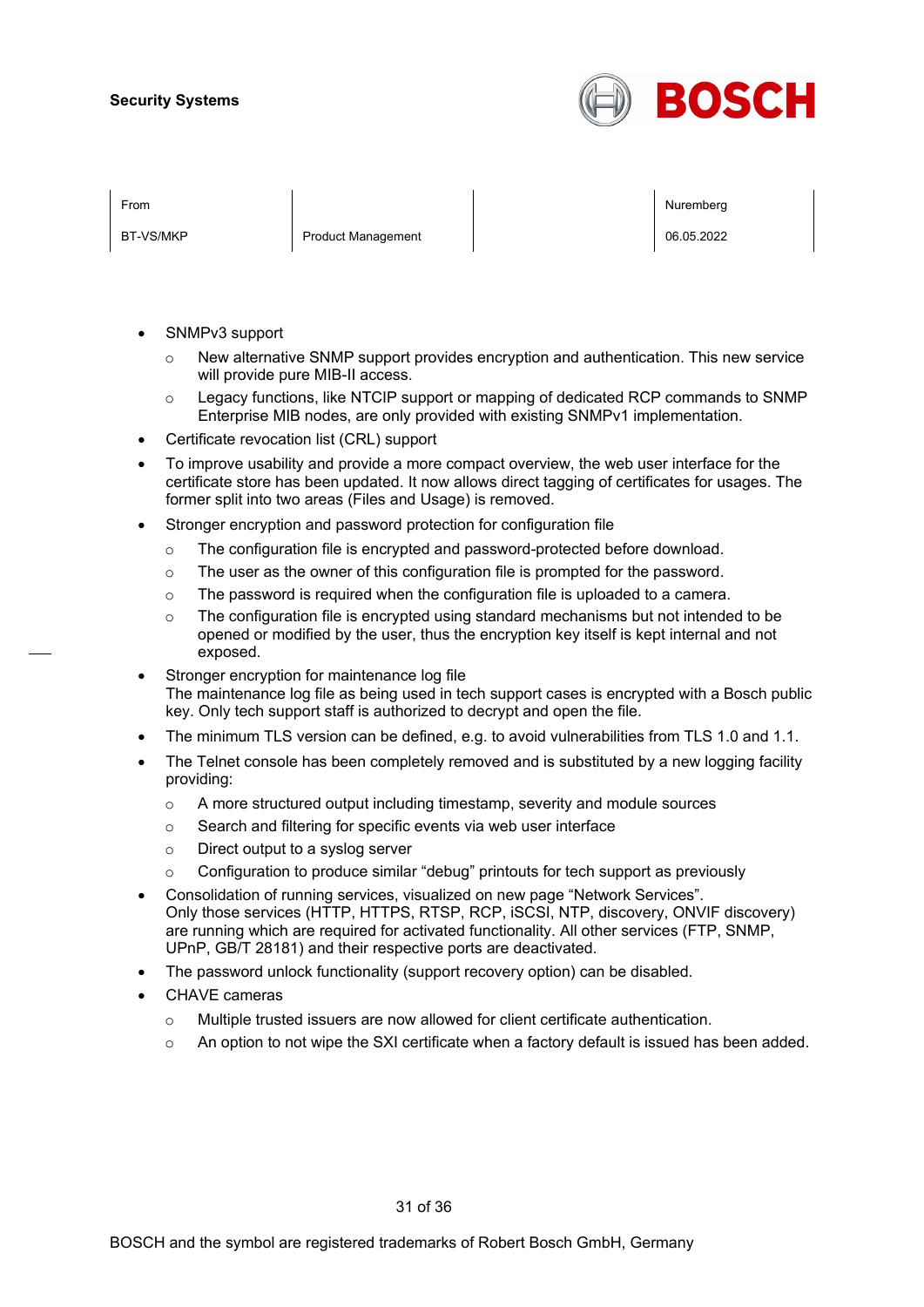- SNMPv3 support
  - New alternative SNMP support provides encryption and authentication. This new service will provide pure MIB-II access.
  - Legacy functions, like NTCIP support or mapping of dedicated RCP commands to SNMP Enterprise MIB nodes, are only provided with existing SNMPv1 implementation.
- Certificate revocation list (CRL) support
- To improve usability and provide a more compact overview, the web user interface for the certificate store has been updated. It now allows direct tagging of certificates for usages. The former split into two areas (Files and Usage) is removed.
- Stronger encryption and password protection for configuration file
  - The configuration file is encrypted and password-protected before download.
  - The user as the owner of this configuration file is prompted for the password.
  - The password is required when the configuration file is uploaded to a camera.
  - The configuration file is encrypted using standard mechanisms but not intended to be opened or modified by the user, thus the encryption key itself is kept internal and not exposed.
- Stronger encryption for maintenance log file
  The maintenance log file as being used in tech support cases is encrypted with a Bosch public key. Only tech support staff is authorized to decrypt and open the file.
- The minimum TLS version can be defined, e.g. to avoid vulnerabilities from TLS 1.0 and 1.1.
- The Telnet console has been completely removed and is substituted by a new logging facility providing:
  - A more structured output including timestamp, severity and module sources
  - Search and filtering for specific events via web user interface
  - Direct output to a syslog server
  - Configuration to produce similar "debug" printouts for tech support as previously
- Consolidation of running services, visualized on new page "Network Services".
  Only those services (HTTP, HTTPS, RTSP, RCP, iSCSI, NTP, discovery, ONVIF discovery) are running which are required for activated functionality. All other services (FTP, SNMP, UPnP, GB/T 28181) and their respective ports are deactivated.
- The password unlock functionality (support recovery option) can be disabled.
- CHAVE cameras
  - Multiple trusted issuers are now allowed for client certificate authentication.
  - An option to not wipe the SXI certificate when a factory default is issued has been added.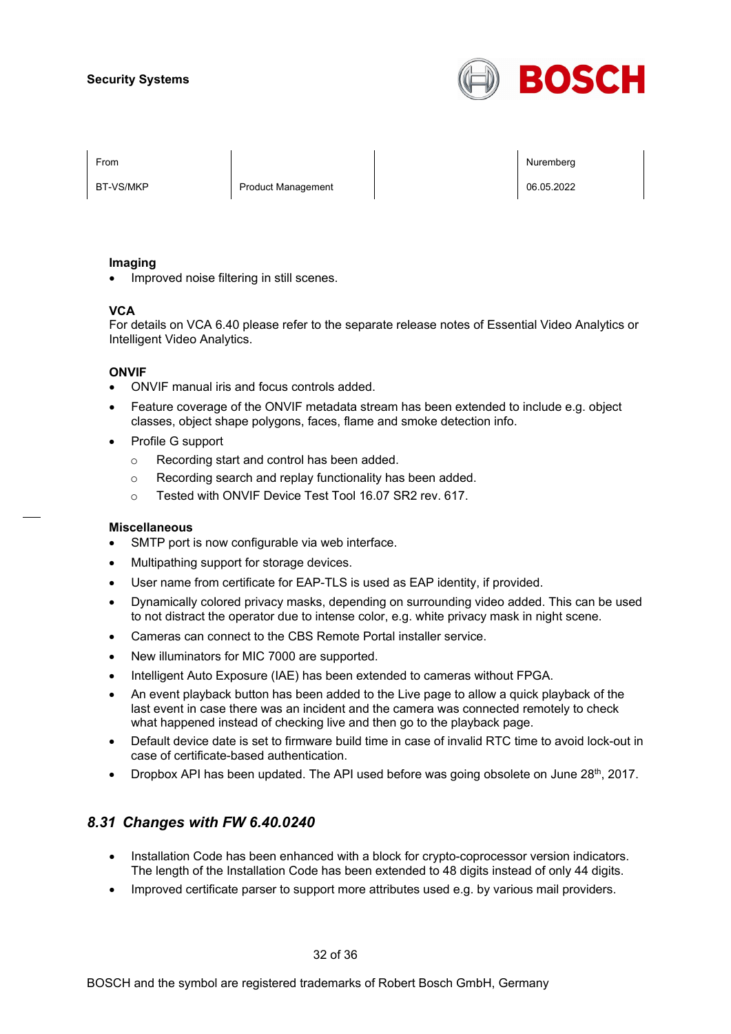**Imaging**

- Improved noise filtering in still scenes.

**VCA**

For details on VCA 6.40 please refer to the separate release notes of Essential Video Analytics or Intelligent Video Analytics.

**ONVIF**

- ONVIF manual iris and focus controls added.
- Feature coverage of the ONVIF metadata stream has been extended to include e.g. object classes, object shape polygons, faces, flame and smoke detection info.
- Profile G support
  - Recording start and control has been added.
  - Recording search and replay functionality has been added.
  - Tested with ONVIF Device Test Tool 16.07 SR2 rev. 617.

**Miscellaneous**

- SMTP port is now configurable via web interface.
- Multipathing support for storage devices.
- User name from certificate for EAP-TLS is used as EAP identity, if provided.
- Dynamically colored privacy masks, depending on surrounding video added. This can be used to not distract the operator due to intense color, e.g. white privacy mask in night scene.
- Cameras can connect to the CBS Remote Portal installer service.
- New illuminators for MIC 7000 are supported.
- Intelligent Auto Exposure (IAE) has been extended to cameras without FPGA.
- An event playback button has been added to the Live page to allow a quick playback of the last event in case there was an incident and the camera was connected remotely to check what happened instead of checking live and then go to the playback page.
- Default device date is set to firmware build time in case of invalid RTC time to avoid lock-out in case of certificate-based authentication.
- Dropbox API has been updated. The API used before was going obsolete on June 28th, 2017.

## *8.31 Changes with FW 6.40.0240*

- Installation Code has been enhanced with a block for crypto-coprocessor version indicators. The length of the Installation Code has been extended to 48 digits instead of only 44 digits.
- Improved certificate parser to support more attributes used e.g. by various mail providers.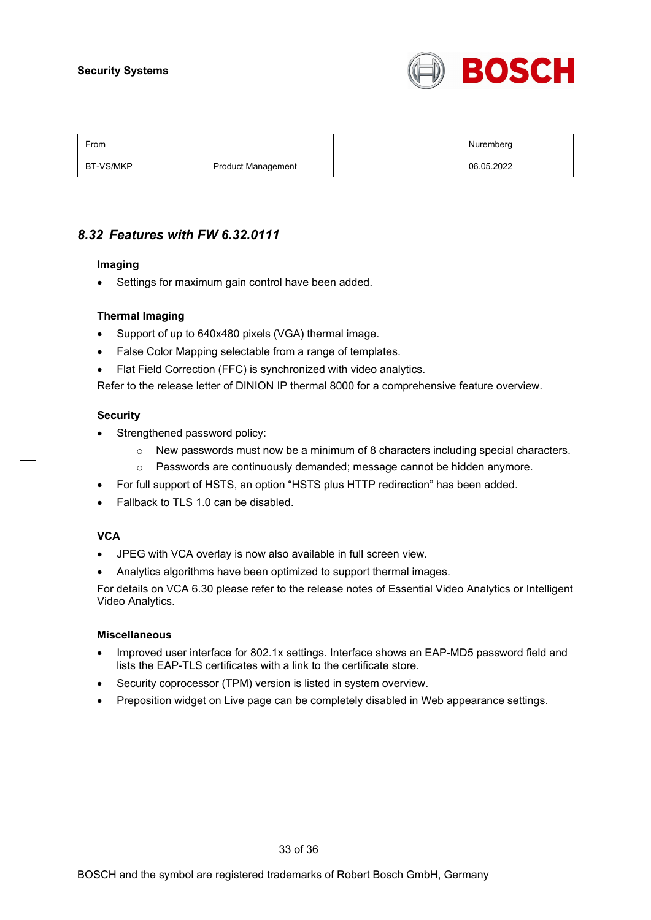## 8.32 Features with FW 6.32.0111

### Imaging

- Settings for maximum gain control have been added.

### Thermal Imaging

- Support of up to 640x480 pixels (VGA) thermal image.
- False Color Mapping selectable from a range of templates.
- Flat Field Correction (FFC) is synchronized with video analytics.

Refer to the release letter of DINION IP thermal 8000 for a comprehensive feature overview.

### Security

- Strengthened password policy:
  - New passwords must now be a minimum of 8 characters including special characters.
  - Passwords are continuously demanded; message cannot be hidden anymore.
- For full support of HSTS, an option “HSTS plus HTTP redirection” has been added.
- Fallback to TLS 1.0 can be disabled.

### VCA

- JPEG with VCA overlay is now also available in full screen view.
- Analytics algorithms have been optimized to support thermal images.

For details on VCA 6.30 please refer to the release notes of Essential Video Analytics or Intelligent Video Analytics.

### Miscellaneous

- Improved user interface for 802.1x settings. Interface shows an EAP-MD5 password field and lists the EAP-TLS certificates with a link to the certificate store.
- Security coprocessor (TPM) version is listed in system overview.
- Preposition widget on Live page can be completely disabled in Web appearance settings.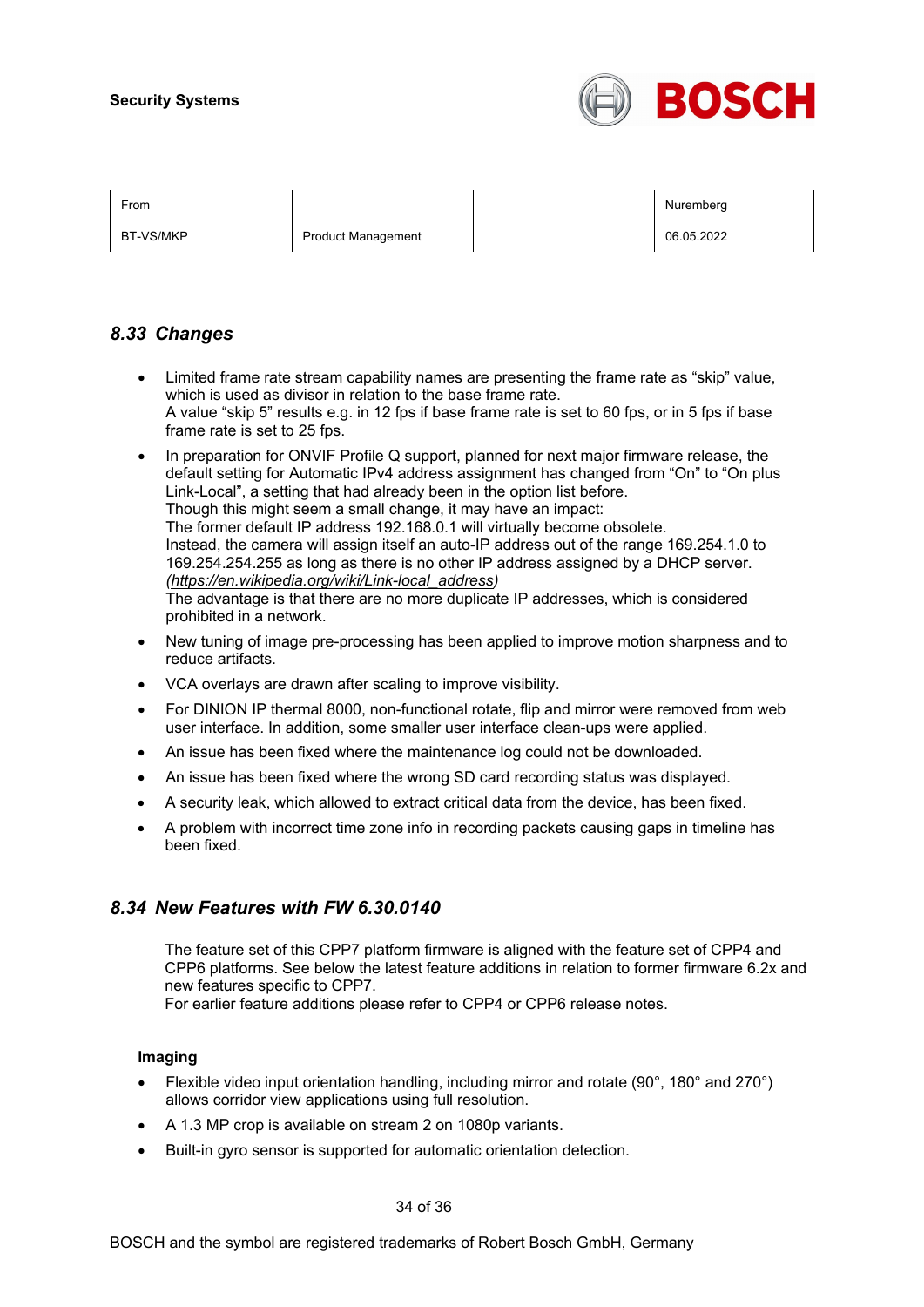## *8.33 Changes*

- Limited frame rate stream capability names are presenting the frame rate as “skip” value, which is used as divisor in relation to the base frame rate.
  A value “skip 5” results e.g. in 12 fps if base frame rate is set to 60 fps, or in 5 fps if base frame rate is set to 25 fps.
- In preparation for ONVIF Profile Q support, planned for next major firmware release, the default setting for Automatic IPv4 address assignment has changed from “On” to “On plus Link-Local”, a setting that had already been in the option list before.
  Though this might seem a small change, it may have an impact:
  The former default IP address 192.168.0.1 will virtually become obsolete.
  Instead, the camera will assign itself an auto-IP address out of the range 169.254.1.0 to 169.254.254.255 as long as there is no other IP address assigned by a DHCP server.
  *(https://en.wikipedia.org/wiki/Link-local_address)*
  The advantage is that there are no more duplicate IP addresses, which is considered prohibited in a network.
- New tuning of image pre-processing has been applied to improve motion sharpness and to reduce artifacts.
- VCA overlays are drawn after scaling to improve visibility.
- For DINION IP thermal 8000, non-functional rotate, flip and mirror were removed from web user interface. In addition, some smaller user interface clean-ups were applied.
- An issue has been fixed where the maintenance log could not be downloaded.
- An issue has been fixed where the wrong SD card recording status was displayed.
- A security leak, which allowed to extract critical data from the device, has been fixed.
- A problem with incorrect time zone info in recording packets causing gaps in timeline has been fixed.

## *8.34 New Features with FW 6.30.0140*

The feature set of this CPP7 platform firmware is aligned with the feature set of CPP4 and CPP6 platforms. See below the latest feature additions in relation to former firmware 6.2x and new features specific to CPP7.
For earlier feature additions please refer to CPP4 or CPP6 release notes.

**Imaging**

- Flexible video input orientation handling, including mirror and rotate (90°, 180° and 270°) allows corridor view applications using full resolution.
- A 1.3 MP crop is available on stream 2 on 1080p variants.
- Built-in gyro sensor is supported for automatic orientation detection.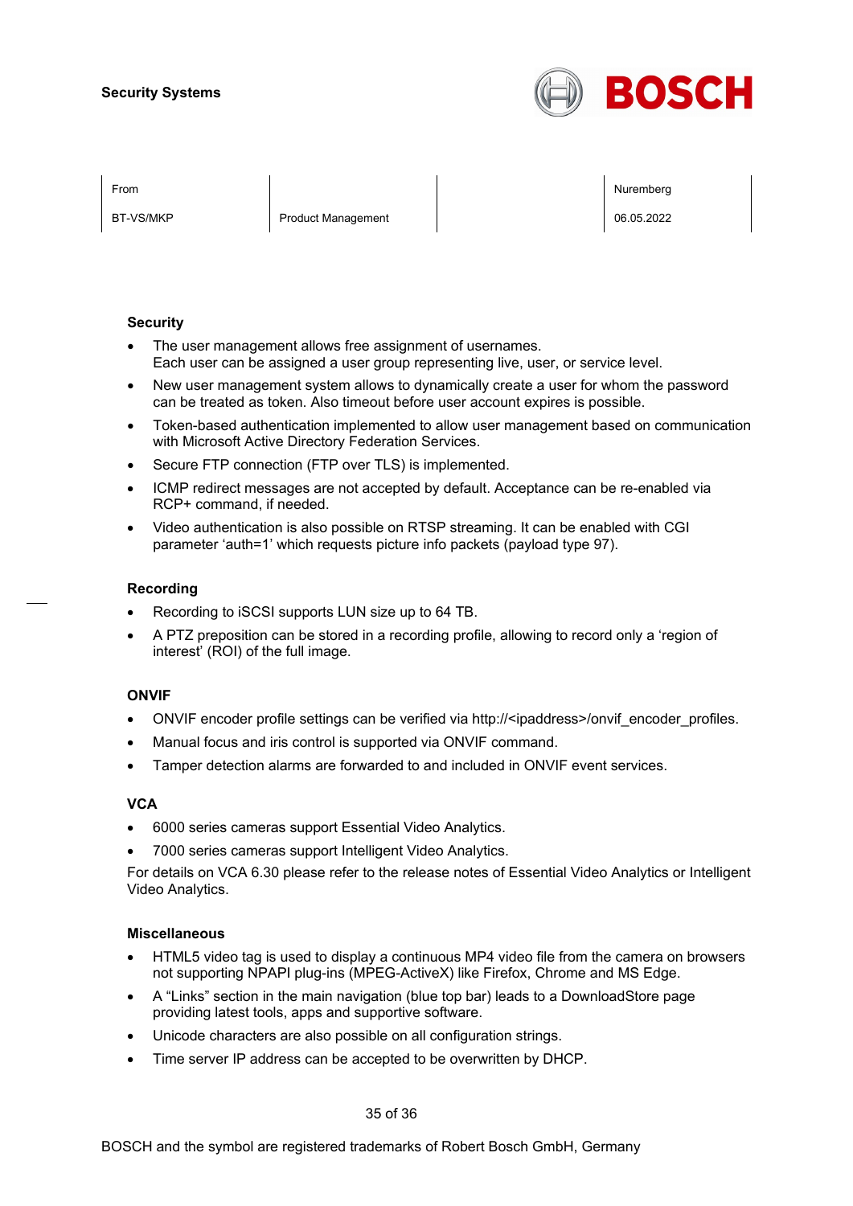### Security

- The user management allows free assignment of usernames.
  Each user can be assigned a user group representing live, user, or service level.
- New user management system allows to dynamically create a user for whom the password can be treated as token. Also timeout before user account expires is possible.
- Token-based authentication implemented to allow user management based on communication with Microsoft Active Directory Federation Services.
- Secure FTP connection (FTP over TLS) is implemented.
- ICMP redirect messages are not accepted by default. Acceptance can be re-enabled via RCP+ command, if needed.
- Video authentication is also possible on RTSP streaming. It can be enabled with CGI parameter 'auth=1' which requests picture info packets (payload type 97).

### Recording

- Recording to iSCSI supports LUN size up to 64 TB.
- A PTZ preposition can be stored in a recording profile, allowing to record only a 'region of interest' (ROI) of the full image.

### ONVIF

- ONVIF encoder profile settings can be verified via http://<ipaddress>/onvif_encoder_profiles.
- Manual focus and iris control is supported via ONVIF command.
- Tamper detection alarms are forwarded to and included in ONVIF event services.

### VCA

- 6000 series cameras support Essential Video Analytics.
- 7000 series cameras support Intelligent Video Analytics.

For details on VCA 6.30 please refer to the release notes of Essential Video Analytics or Intelligent Video Analytics.

### Miscellaneous

- HTML5 video tag is used to display a continuous MP4 video file from the camera on browsers not supporting NPAPI plug-ins (MPEG-ActiveX) like Firefox, Chrome and MS Edge.
- A "Links" section in the main navigation (blue top bar) leads to a DownloadStore page providing latest tools, apps and supportive software.
- Unicode characters are also possible on all configuration strings.
- Time server IP address can be accepted to be overwritten by DHCP.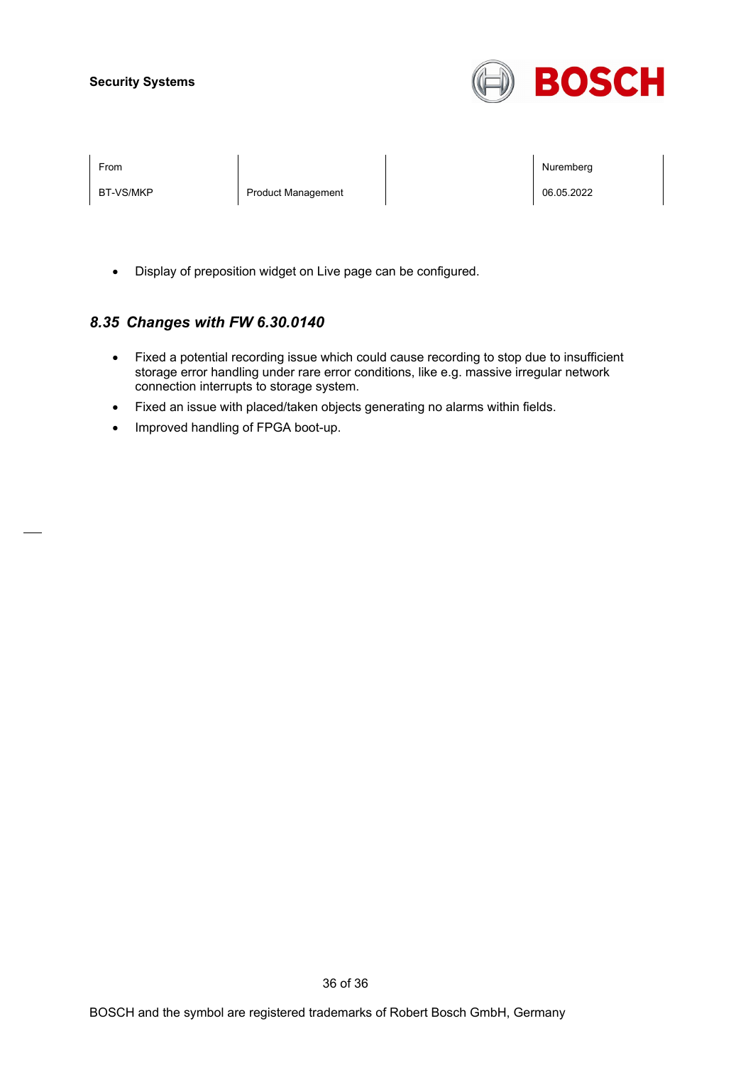- Display of preposition widget on Live page can be configured.

### *8.35 Changes with FW 6.30.0140*

- Fixed a potential recording issue which could cause recording to stop due to insufficient storage error handling under rare error conditions, like e.g. massive irregular network connection interrupts to storage system.
- Fixed an issue with placed/taken objects generating no alarms within fields.
- Improved handling of FPGA boot-up.